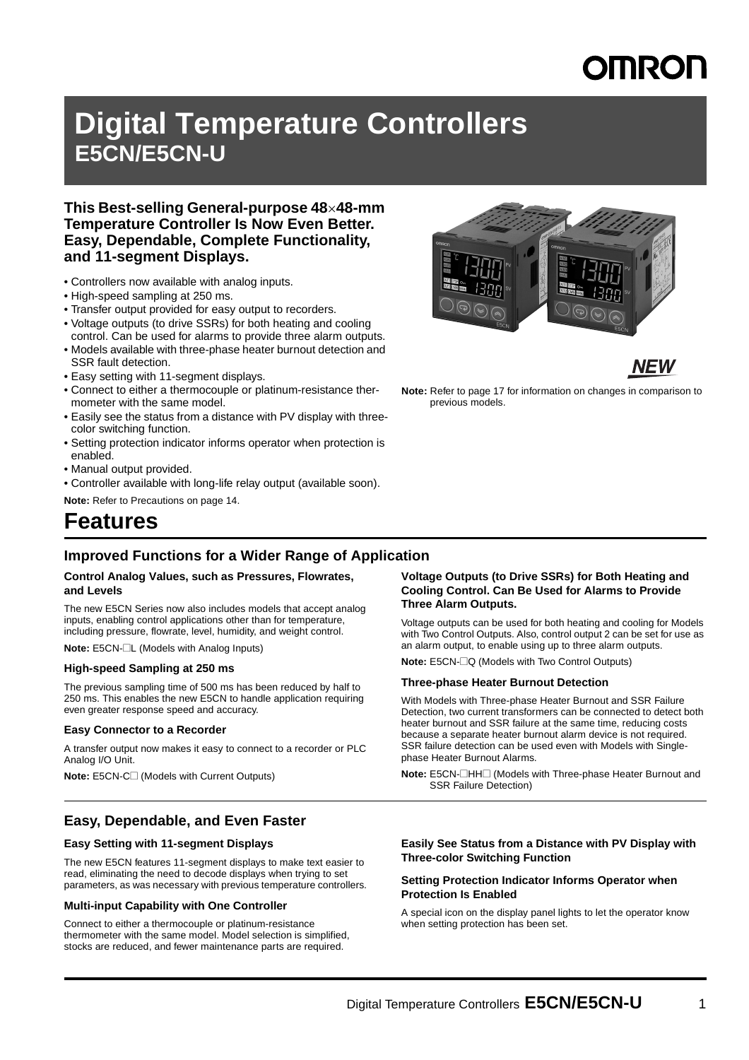# Digital Temperature Controllers

## E5CN/E5CN-U

**This Best-selling General-purpose 48×48-mm Temperature Controller Is Now Even Better. Easy, Dependable, Complete Functionality, and 11-segment Displays.**

- Controllers now available with analog inputs.
- High-speed sampling at 250 ms.
- Transfer output provided for easy output to recorders.
- Voltage outputs (to drive SSRs) for both heating and cooling control. Can be used for alarms to provide three alarm outputs.
- Models available with three-phase heater burnout detection and SSR fault detection.
- Easy setting with 11-segment displays.
- Connect to either a thermocouple or platinum-resistance thermometer with the same model.
- Easily see the status from a distance with PV display with three-color switching function.
- Setting protection indicator informs operator when protection is enabled.
- Manual output provided.
- Controller available with long-life relay output (available soon).

**Note:** Refer to Precautions on page 14.

NEW

**Note:** Refer to page 17 for information on changes in comparison to previous models.

# Features

## Improved Functions for a Wider Range of Application

### Control Analog Values, such as Pressures, Flowrates, and Levels

The new E5CN Series now also includes models that accept analog inputs, enabling control applications other than for temperature, including pressure, flowrate, level, humidity, and weight control.

**Note:** E5CN-□L (Models with Analog Inputs)

### High-speed Sampling at 250 ms

The previous sampling time of 500 ms has been reduced by half to 250 ms. This enables the new E5CN to handle application requiring even greater response speed and accuracy.

### Easy Connector to a Recorder

A transfer output now makes it easy to connect to a recorder or PLC Analog I/O Unit.

**Note:** E5CN-C□ (Models with Current Outputs)

### Voltage Outputs (to Drive SSRs) for Both Heating and Cooling Control. Can Be Used for Alarms to Provide Three Alarm Outputs.

Voltage outputs can be used for both heating and cooling for Models with Two Control Outputs. Also, control output 2 can be set for use as an alarm output, to enable using up to three alarm outputs.

**Note:** E5CN-□Q (Models with Two Control Outputs)

### Three-phase Heater Burnout Detection

With Models with Three-phase Heater Burnout and SSR Failure Detection, two current transformers can be connected to detect both heater burnout and SSR failure at the same time, reducing costs because a separate heater burnout alarm device is not required. SSR failure detection can be used even with Models with Single-phase Heater Burnout Alarms.

**Note:** E5CN-□HH□ (Models with Three-phase Heater Burnout and SSR Failure Detection)

## Easy, Dependable, and Even Faster

### Easy Setting with 11-segment Displays

The new E5CN features 11-segment displays to make text easier to read, eliminating the need to decode displays when trying to set parameters, as was necessary with previous temperature controllers.

### Multi-input Capability with One Controller

Connect to either a thermocouple or platinum-resistance thermometer with the same model. Model selection is simplified, stocks are reduced, and fewer maintenance parts are required.

### Easily See Status from a Distance with PV Display with Three-color Switching Function

### Setting Protection Indicator Informs Operator when Protection Is Enabled

A special icon on the display panel lights to let the operator know when setting protection has been set.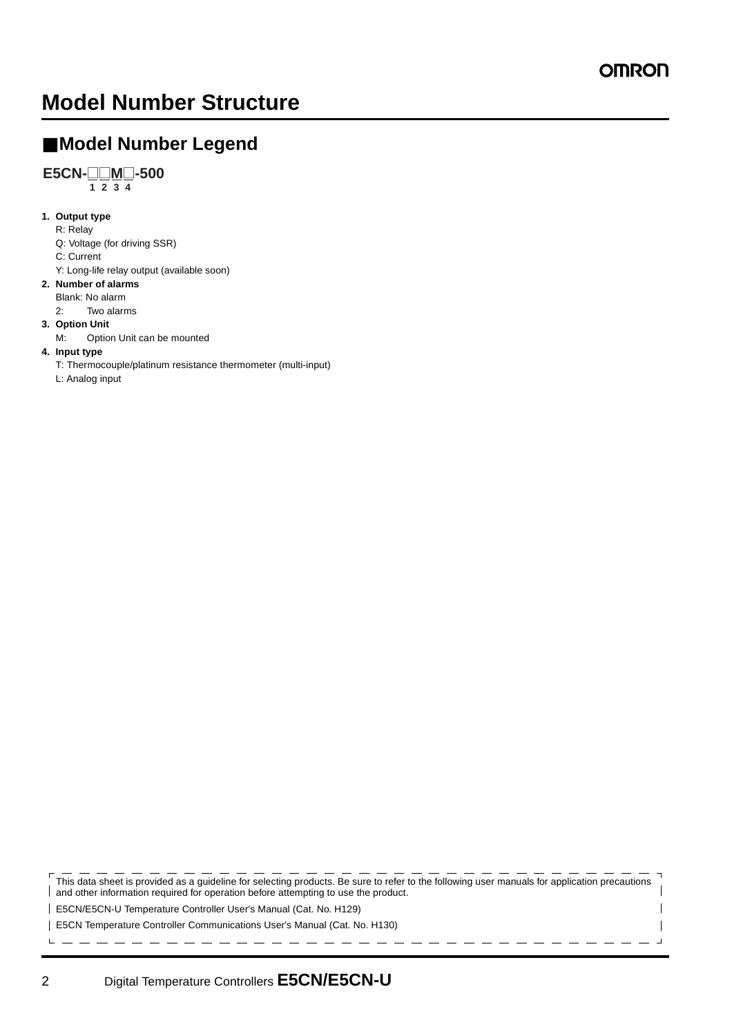# Model Number Structure

## ■Model Number Legend

**E5CN-□□M□-500**
1 2 3 4

1. **Output type**
   R: Relay
   Q: Voltage (for driving SSR)
   C: Current
   Y: Long-life relay output (available soon)
2. **Number of alarms**
   Blank: No alarm
   2: Two alarms
3. **Option Unit**
   M: Option Unit can be mounted
4. **Input type**
   T: Thermocouple/platinum resistance thermometer (multi-input)
   L: Analog input

This data sheet is provided as a guideline for selecting products. Be sure to refer to the following user manuals for application precautions and other information required for operation before attempting to use the product.

E5CN/E5CN-U Temperature Controller User's Manual (Cat. No. H129)

E5CN Temperature Controller Communications User's Manual (Cat. No. H130)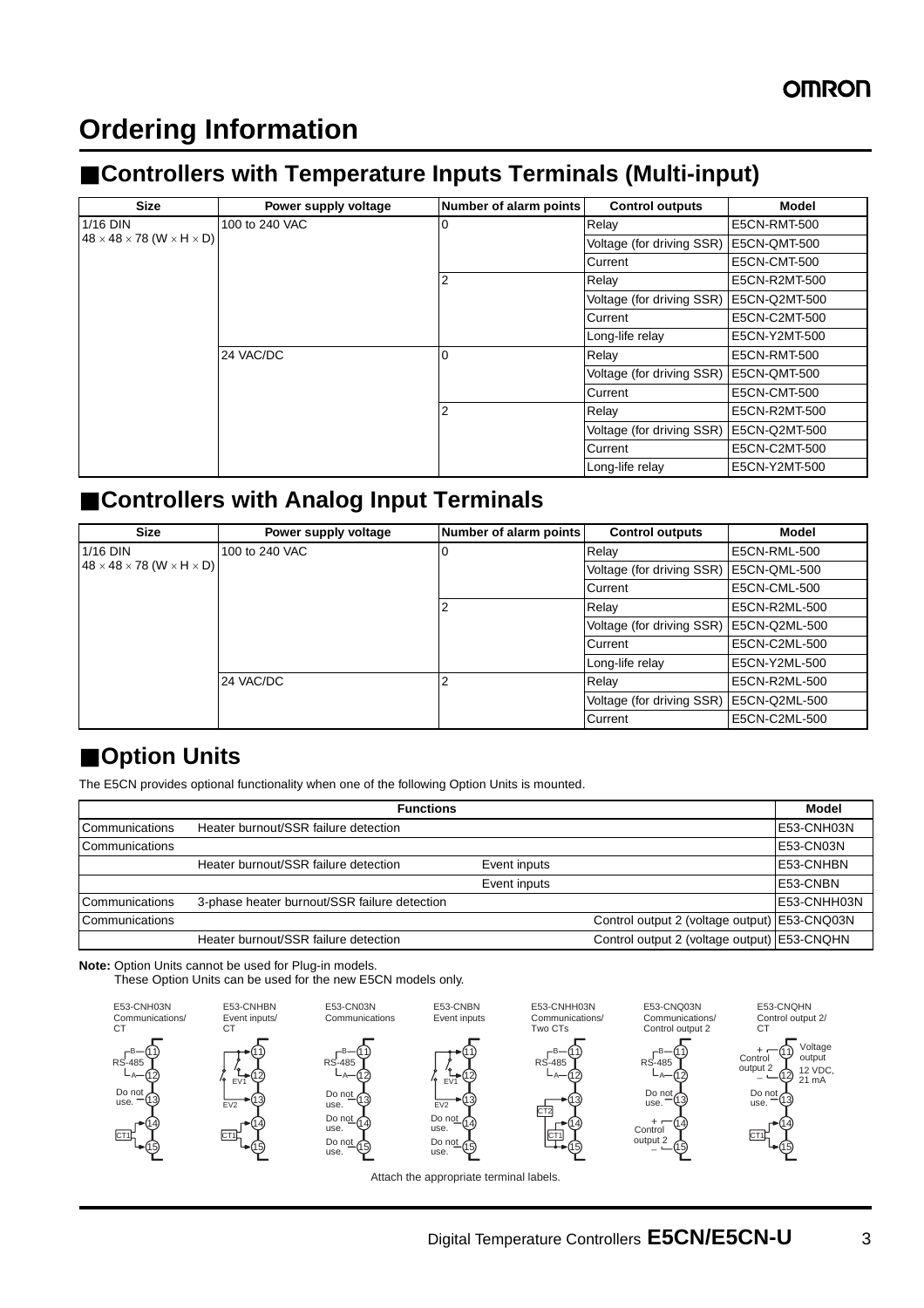# Ordering Information

## ■Controllers with Temperature Inputs Terminals (Multi-input)

| Size | Power supply voltage | Number of alarm points | Control outputs | Model |
|---|---|---|---|---|
| 1/16 DIN 48 × 48 × 78 (W × H × D) | 100 to 240 VAC | 0 | Relay | E5CN-RMT-500 |
| | | | Voltage (for driving SSR) | E5CN-QMT-500 |
| | | | Current | E5CN-CMT-500 |
| | | 2 | Relay | E5CN-R2MT-500 |
| | | | Voltage (for driving SSR) | E5CN-Q2MT-500 |
| | | | Current | E5CN-C2MT-500 |
| | | | Long-life relay | E5CN-Y2MT-500 |
| | 24 VAC/DC | 0 | Relay | E5CN-RMT-500 |
| | | | Voltage (for driving SSR) | E5CN-QMT-500 |
| | | | Current | E5CN-CMT-500 |
| | | 2 | Relay | E5CN-R2MT-500 |
| | | | Voltage (for driving SSR) | E5CN-Q2MT-500 |
| | | | Current | E5CN-C2MT-500 |
| | | | Long-life relay | E5CN-Y2MT-500 |

## ■Controllers with Analog Input Terminals

| Size | Power supply voltage | Number of alarm points | Control outputs | Model |
|---|---|---|---|---|
| 1/16 DIN 48 × 48 × 78 (W × H × D) | 100 to 240 VAC | 0 | Relay | E5CN-RML-500 |
| | | | Voltage (for driving SSR) | E5CN-QML-500 |
| | | | Current | E5CN-CML-500 |
| | | 2 | Relay | E5CN-R2ML-500 |
| | | | Voltage (for driving SSR) | E5CN-Q2ML-500 |
| | | | Current | E5CN-C2ML-500 |
| | | | Long-life relay | E5CN-Y2ML-500 |
| | 24 VAC/DC | 2 | Relay | E5CN-R2ML-500 |
| | | | Voltage (for driving SSR) | E5CN-Q2ML-500 |
| | | | Current | E5CN-C2ML-500 |

## ■Option Units

The E5CN provides optional functionality when one of the following Option Units is mounted.

| Functions | | | | Model |
|---|---|---|---|---|
| Communications | Heater burnout/SSR failure detection | | | E53-CNH03N |
| Communications | | | | E53-CN03N |
| | Heater burnout/SSR failure detection | Event inputs | | E53-CNHBN |
| | | Event inputs | | E53-CNBN |
| Communications | 3-phase heater burnout/SSR failure detection | | | E53-CNHH03N |
| Communications | | | Control output 2 (voltage output) | E53-CNQ03N |
| | Heater burnout/SSR failure detection | | Control output 2 (voltage output) | E53-CNQHN |

**Note:** Option Units cannot be used for Plug-in models.
These Option Units can be used for the new E5CN models only.

E53-CNH03N Communications/CT: 11 RS-485 B, 12 RS-485 A, 13 Do not use., 14/15 CT1

E53-CNHBN Event inputs/CT: 11/12 EV1, 12/13 EV2, 14/15 CT1

E53-CN03N Communications: 11 RS-485 B, 12 RS-485 A, 13 Do not use., 14 Do not use., 15 Do not use.

E53-CNBN Event inputs: 11/12 EV1, 12/13 EV2, 14 Do not use., 15 Do not use.

E53-CNHH03N Communications/Two CTs: 11 RS-485 B, 12 RS-485 A, 13/14 CT2, 14/15 CT1

E53-CNQ03N Communications/Control output 2: 11 RS-485 B, 12 RS-485 A, 13 Do not use., 14 Control output 2 +, 15 Control output 2 −

E53-CNQHN Control output 2/CT: 11 Control output 2 +, 12 Control output 2 − (Voltage output 12 VDC, 21 mA), 13 Do not use., 14/15 CT1

Attach the appropriate terminal labels.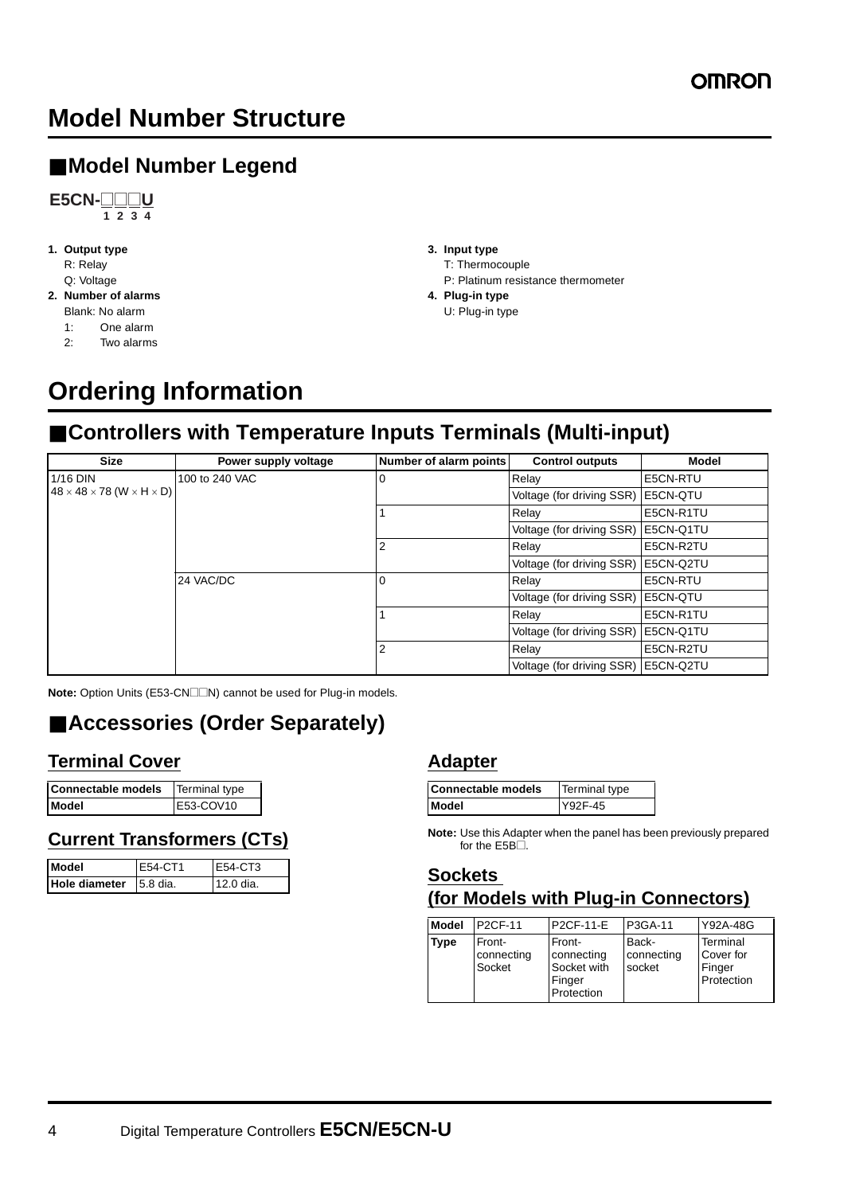# Model Number Structure

## ■Model Number Legend

**E5CN-□□□U**
**1 2 3 4**

1. **Output type**
   R: Relay
   Q: Voltage
2. **Number of alarms**
   Blank: No alarm
   1: One alarm
   2: Two alarms
3. **Input type**
   T: Thermocouple
   P: Platinum resistance thermometer
4. **Plug-in type**
   U: Plug-in type

# Ordering Information

## ■Controllers with Temperature Inputs Terminals (Multi-input)

| Size | Power supply voltage | Number of alarm points | Control outputs | Model |
|---|---|---|---|---|
| 1/16 DIN $48 \times 48 \times 78$ (W × H × D) | 100 to 240 VAC | 0 | Relay | E5CN-RTU |
| | | | Voltage (for driving SSR) | E5CN-QTU |
| | | 1 | Relay | E5CN-R1TU |
| | | | Voltage (for driving SSR) | E5CN-Q1TU |
| | | 2 | Relay | E5CN-R2TU |
| | | | Voltage (for driving SSR) | E5CN-Q2TU |
| | 24 VAC/DC | 0 | Relay | E5CN-RTU |
| | | | Voltage (for driving SSR) | E5CN-QTU |
| | | 1 | Relay | E5CN-R1TU |
| | | | Voltage (for driving SSR) | E5CN-Q1TU |
| | | 2 | Relay | E5CN-R2TU |
| | | | Voltage (for driving SSR) | E5CN-Q2TU |

**Note:** Option Units (E53-CN□□N) cannot be used for Plug-in models.

## ■Accessories (Order Separately)

### Terminal Cover

| Connectable models | Terminal type |
|---|---|
| **Model** | E53-COV10 |

### Current Transformers (CTs)

| Model | E54-CT1 | E54-CT3 |
|---|---|---|
| **Hole diameter** | 5.8 dia. | 12.0 dia. |

### Adapter

| Connectable models | Terminal type |
|---|---|
| **Model** | Y92F-45 |

**Note:** Use this Adapter when the panel has been previously prepared for the E5B□.

### Sockets (for Models with Plug-in Connectors)

| Model | P2CF-11 | P2CF-11-E | P3GA-11 | Y92A-48G |
|---|---|---|---|---|
| **Type** | Front-connecting Socket | Front-connecting Socket with Finger Protection | Back-connecting socket | Terminal Cover for Finger Protection |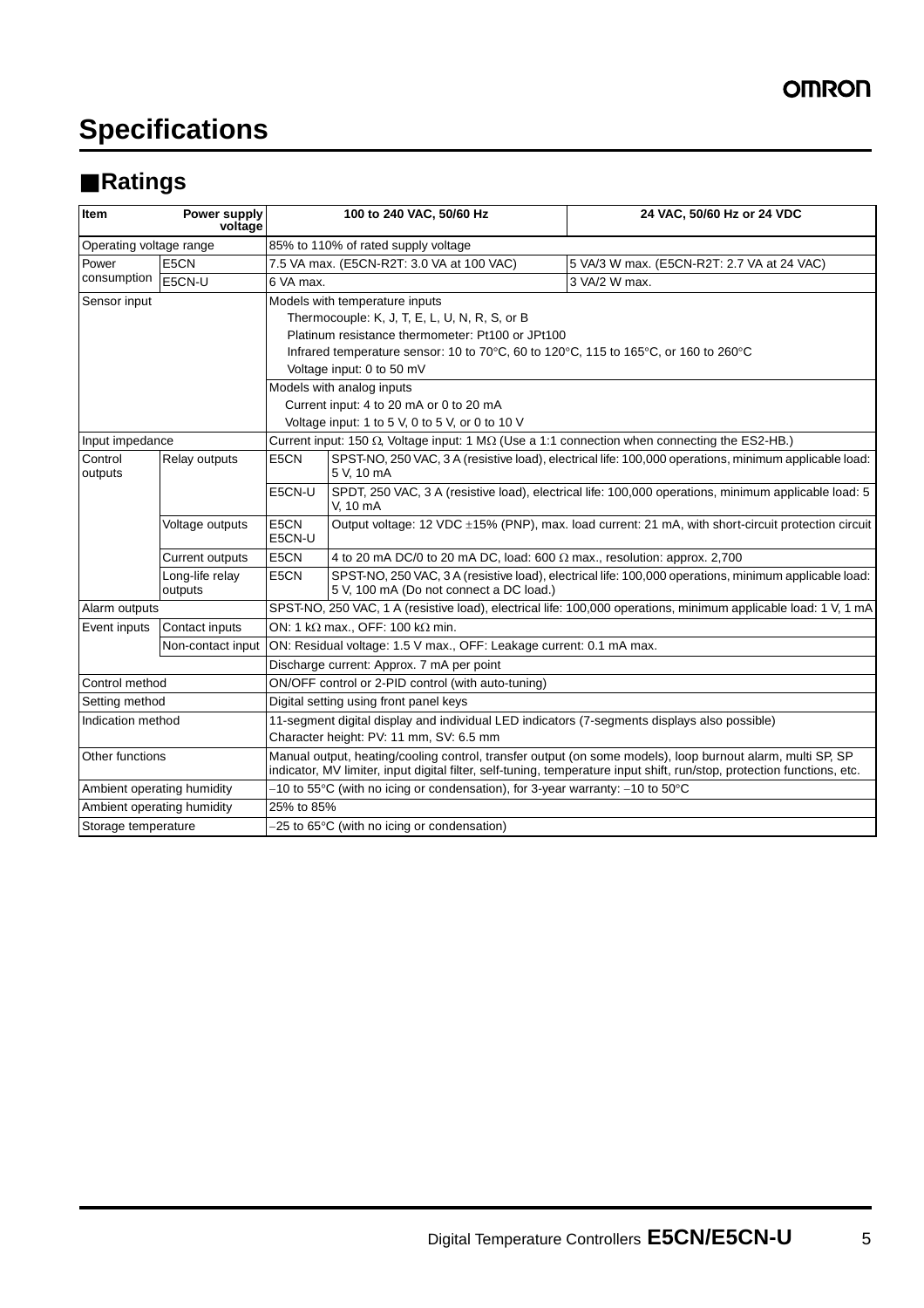# Specifications

## ■Ratings

| Item | Power supply voltage | | 100 to 240 VAC, 50/60 Hz | 24 VAC, 50/60 Hz or 24 VDC |
|---|---|---|---|---|
| Operating voltage range | | 85% to 110% of rated supply voltage | | |
| Power consumption | E5CN | 7.5 VA max. (E5CN-R2T: 3.0 VA at 100 VAC) | | 5 VA/3 W max. (E5CN-R2T: 2.7 VA at 24 VAC) |
| | E5CN-U | 6 VA max. | | 3 VA/2 W max. |
| Sensor input | | Models with temperature inputs<br>Thermocouple: K, J, T, E, L, U, N, R, S, or B<br>Platinum resistance thermometer: Pt100 or JPt100<br>Infrared temperature sensor: 10 to 70°C, 60 to 120°C, 115 to 165°C, or 160 to 260°C<br>Voltage input: 0 to 50 mV | | |
| | | Models with analog inputs<br>Current input: 4 to 20 mA or 0 to 20 mA<br>Voltage input: 1 to 5 V, 0 to 5 V, or 0 to 10 V | | |
| Input impedance | | Current input: 150 Ω, Voltage input: 1 MΩ (Use a 1:1 connection when connecting the ES2-HB.) | | |
| Control outputs | Relay outputs | E5CN | SPST-NO, 250 VAC, 3 A (resistive load), electrical life: 100,000 operations, minimum applicable load: 5 V, 10 mA | |
| | | E5CN-U | SPDT, 250 VAC, 3 A (resistive load), electrical life: 100,000 operations, minimum applicable load: 5 V, 10 mA | |
| | Voltage outputs | E5CN<br>E5CN-U | Output voltage: 12 VDC ±15% (PNP), max. load current: 21 mA, with short-circuit protection circuit | |
| | Current outputs | E5CN | 4 to 20 mA DC/0 to 20 mA DC, load: 600 Ω max., resolution: approx. 2,700 | |
| | Long-life relay outputs | E5CN | SPST-NO, 250 VAC, 3 A (resistive load), electrical life: 100,000 operations, minimum applicable load: 5 V, 100 mA (Do not connect a DC load.) | |
| Alarm outputs | | SPST-NO, 250 VAC, 1 A (resistive load), electrical life: 100,000 operations, minimum applicable load: 1 V, 1 mA | | |
| Event inputs | Contact inputs | ON: 1 kΩ max., OFF: 100 kΩ min. | | |
| | Non-contact input | ON: Residual voltage: 1.5 V max., OFF: Leakage current: 0.1 mA max. | | |
| | | Discharge current: Approx. 7 mA per point | | |
| Control method | | ON/OFF control or 2-PID control (with auto-tuning) | | |
| Setting method | | Digital setting using front panel keys | | |
| Indication method | | 11-segment digital display and individual LED indicators (7-segments displays also possible)<br>Character height: PV: 11 mm, SV: 6.5 mm | | |
| Other functions | | Manual output, heating/cooling control, transfer output (on some models), loop burnout alarm, multi SP, SP indicator, MV limiter, input digital filter, self-tuning, temperature input shift, run/stop, protection functions, etc. | | |
| Ambient operating humidity | | −10 to 55°C (with no icing or condensation), for 3-year warranty: −10 to 50°C | | |
| Ambient operating humidity | | 25% to 85% | | |
| Storage temperature | | −25 to 65°C (with no icing or condensation) | | |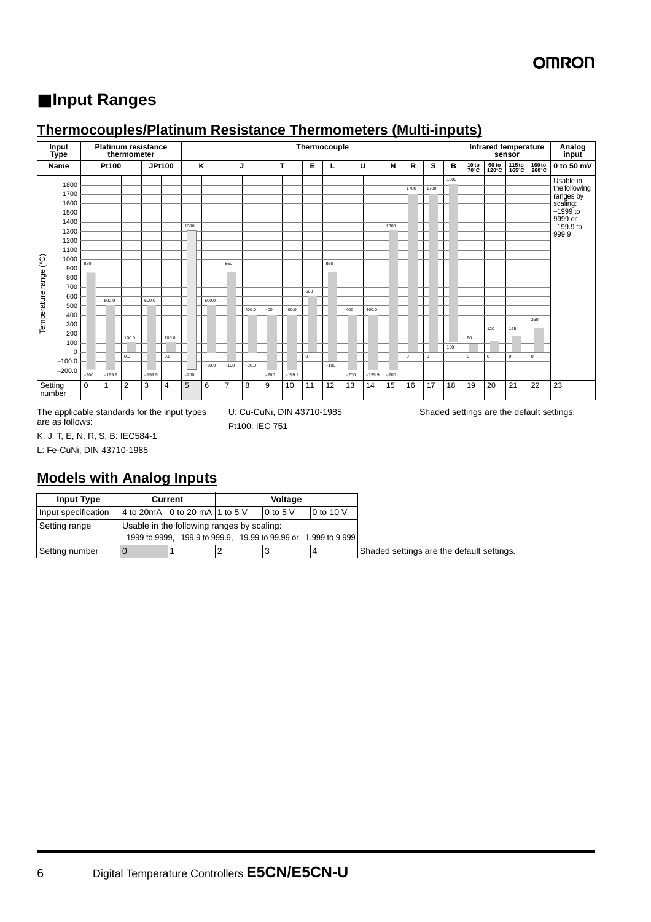# Input Ranges

## Thermocouples/Platinum Resistance Thermometers (Multi-inputs)

| Input Type | Platinum resistance thermometer | | | | Thermocouple | | | | | | | | | | | | | | Infrared temperature sensor | | | | Analog input |
|---|---|---|---|---|---|---|---|---|---|---|---|---|---|---|---|---|---|---|---|---|---|---|---|
| Name | Pt100 | | | JPt100 | | K | | J | | T | | E | L | U | | N | R | S | B | 10 to 70°C | 60 to 120°C | 115 to 165°C | 160 to 260°C | 0 to 50 mV |
| Temperature range (°C) | −200 to 850 | −199.9 to 500.0 | 0.0 to 100.0 | −199.9 to 500.0 | 0.0 to 100.0 | −200 to 1300 | −20.0 to 500.0 | −100 to 850 | −20.0 to 400.0 | −200 to 400 | −199.9 to 400.0 | 0 to 600 | −100 to 850 | −200 to 400 | −199.9 to 400.0 | −200 to 1300 | 0 to 1700 | 0 to 1700 | 100 to 1800 | 0 to 90 | 0 to 120 | 0 to 165 | 0 to 260 | Usable in the following ranges by scaling: −1999 to 9999 or −199.9 to 999.9 |
| Setting number | 0 | 1 | 2 | 3 | 4 | 5 | 6 | 7 | 8 | 9 | 10 | 11 | 12 | 13 | 14 | 15 | 16 | 17 | 18 | 19 | 20 | 21 | 22 | 23 |

The applicable standards for the input types are as follows:

K, J, T, E, N, R, S, B: IEC584-1

L: Fe-CuNi, DIN 43710-1985

U: Cu-CuNi, DIN 43710-1985

Pt100: IEC 751

Shaded settings are the default settings.

## Models with Analog Inputs

| Input Type | Current | | Voltage | | |
|---|---|---|---|---|---|
| Input specification | 4 to 20mA | 0 to 20 mA | 1 to 5 V | 0 to 5 V | 0 to 10 V |
| Setting range | Usable in the following ranges by scaling: −1999 to 9999, −199.9 to 999.9, −19.99 to 99.99 or −1.999 to 9.999 | | | | |
| Setting number | 0 | 1 | 2 | 3 | 4 |

Shaded settings are the default settings.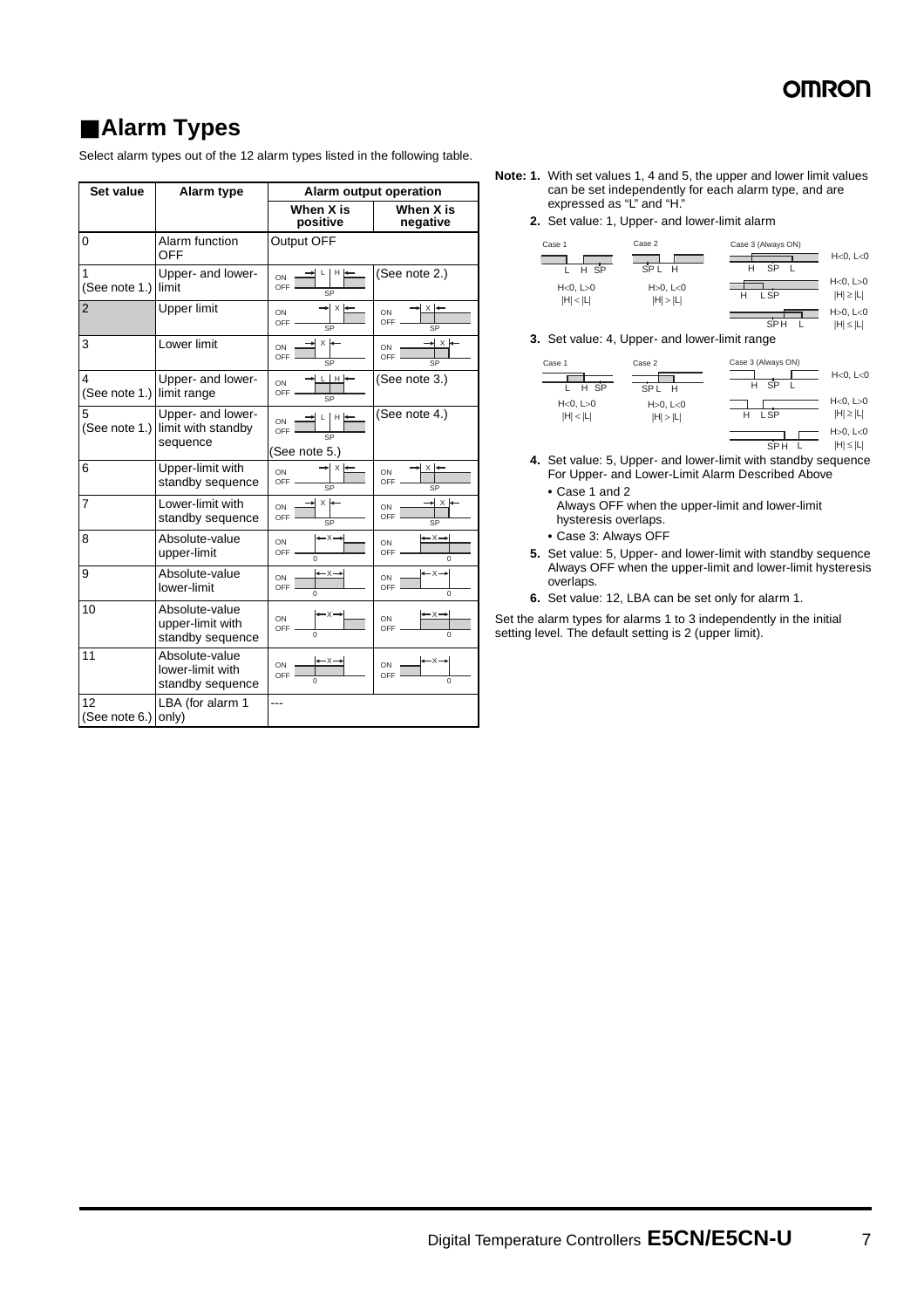## ■Alarm Types

Select alarm types out of the 12 alarm types listed in the following table.

| Set value | Alarm type | Alarm output operation | |
|---|---|---|---|
| | | When X is positive | When X is negative |
| 0 | Alarm function OFF | Output OFF | |
| 1 (See note 1.) | Upper- and lower-limit | ON OFF L H SP | (See note 2.) |
| 2 | Upper limit | ON OFF X SP | ON OFF X SP |
| 3 | Lower limit | ON OFF X SP | ON OFF X SP |
| 4 (See note 1.) | Upper- and lower-limit range | ON OFF L H SP | (See note 3.) |
| 5 (See note 1.) | Upper- and lower-limit with standby sequence | ON OFF L H SP (See note 5.) | (See note 4.) |
| 6 | Upper-limit with standby sequence | ON OFF X SP | ON OFF X SP |
| 7 | Lower-limit with standby sequence | ON OFF X SP | ON OFF X SP |
| 8 | Absolute-value upper-limit | ON OFF X 0 | ON OFF X 0 |
| 9 | Absolute-value lower-limit | ON OFF X 0 | ON OFF X 0 |
| 10 | Absolute-value upper-limit with standby sequence | ON OFF X 0 | ON OFF X 0 |
| 11 | Absolute-value lower-limit with standby sequence | ON OFF X 0 | ON OFF X 0 |
| 12 (See note 6.) | LBA (for alarm 1 only) | --- | |

**Note: 1.** With set values 1, 4 and 5, the upper and lower limit values can be set independently for each alarm type, and are expressed as "L" and "H."

**2.** Set value: 1, Upper- and lower-limit alarm

Case 1: L H SP, H<0, L>0, |H| < |L|
Case 2: SP L H, H>0, L<0, |H| > |L|
Case 3 (Always ON): H SP L, H<0, L<0; H L SP, H<0, L>0, |H| ≥ |L|; SP H L, H>0, L<0, |H| ≤ |L|

**3.** Set value: 4, Upper- and lower-limit range

Case 1: L H SP, H<0, L>0, |H| < |L|
Case 2: SP L H, H>0, L<0, |H| > |L|
Case 3 (Always ON): H SP L, H<0, L<0; H L SP, H<0, L>0, |H| ≥ |L|; SP H L, H>0, L<0, |H| ≤ |L|

**4.** Set value: 5, Upper- and lower-limit with standby sequence For Upper- and Lower-Limit Alarm Described Above

- Case 1 and 2
  Always OFF when the upper-limit and lower-limit hysteresis overlaps.
- Case 3: Always OFF

**5.** Set value: 5, Upper- and lower-limit with standby sequence Always OFF when the upper-limit and lower-limit hysteresis overlaps.

**6.** Set value: 12, LBA can be set only for alarm 1.

Set the alarm types for alarms 1 to 3 independently in the initial setting level. The default setting is 2 (upper limit).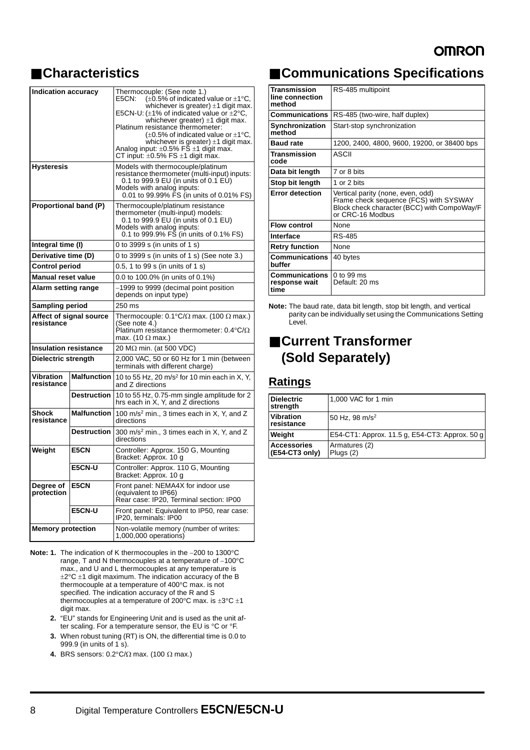## ■Characteristics

| Indication accuracy | | Thermocouple: (See note 1.) E5CN: (±0.5% of indicated value or ±1°C, whichever is greater) ±1 digit max. E5CN-U: (±1% of indicated value or ±2°C, whichever greater) ±1 digit max. Platinum resistance thermometer: (±0.5% of indicated value or ±1°C, whichever is greater) ±1 digit max. Analog input: ±0.5% FS ±1 digit max. CT input: ±0.5% FS ±1 digit max. |
|---|---|---|
| Hysteresis | | Models with thermocouple/platinum resistance thermometer (multi-input) inputs: 0.1 to 999.9 EU (in units of 0.1 EU) Models with analog inputs: 0.01 to 99.99% FS (in units of 0.01% FS) |
| Proportional band (P) | | Thermocouple/platinum resistance thermometer (multi-input) models: 0.1 to 999.9 EU (in units of 0.1 EU) Models with analog inputs: 0.1 to 999.9% FS (in units of 0.1% FS) |
| Integral time (I) | | 0 to 3999 s (in units of 1 s) |
| Derivative time (D) | | 0 to 3999 s (in units of 1 s) (See note 3.) |
| Control period | | 0.5, 1 to 99 s (in units of 1 s) |
| Manual reset value | | 0.0 to 100.0% (in units of 0.1%) |
| Alarm setting range | | −1999 to 9999 (decimal point position depends on input type) |
| Sampling period | | 250 ms |
| Affect of signal source resistance | | Thermocouple: 0.1°C/Ω max. (100 Ω max.) (See note 4.) Platinum resistance thermometer: 0.4°C/Ω max. (10 Ω max.) |
| Insulation resistance | | 20 MΩ min. (at 500 VDC) |
| Dielectric strength | | 2,000 VAC, 50 or 60 Hz for 1 min (between terminals with different charge) |
| Vibration resistance | Malfunction | 10 to 55 Hz, 20 $m/s^2$ for 10 min each in X, Y, and Z directions |
| | Destruction | 10 to 55 Hz, 0.75-mm single amplitude for 2 hrs each in X, Y, and Z directions |
| Shock resistance | Malfunction | 100 $m/s^2$ min., 3 times each in X, Y, and Z directions |
| | Destruction | 300 $m/s^2$ min., 3 times each in X, Y, and Z directions |
| Weight | E5CN | Controller: Approx. 150 G, Mounting Bracket: Approx. 10 g |
| | E5CN-U | Controller: Approx. 110 G, Mounting Bracket: Approx. 10 g |
| Degree of protection | E5CN | Front panel: NEMA4X for indoor use (equivalent to IP66) Rear case: IP20, Terminal section: IP00 |
| | E5CN-U | Front panel: Equivalent to IP50, rear case: IP20, terminals: IP00 |
| Memory protection | | Non-volatile memory (number of writes: 1,000,000 operations) |

**Note: 1.** The indication of K thermocouples in the −200 to 1300°C range, T and N thermocouples at a temperature of −100°C max., and U and L thermocouples at any temperature is ±2°C ±1 digit maximum. The indication accuracy of the B thermocouple at a temperature of 400°C max. is not specified. The indication accuracy of the R and S thermocouples at a temperature of 200°C max. is ±3°C ±1 digit max.

**2.** "EU" stands for Engineering Unit and is used as the unit after scaling. For a temperature sensor, the EU is °C or °F.

**3.** When robust tuning (RT) is ON, the differential time is 0.0 to 999.9 (in units of 1 s).

**4.** BRS sensors: 0.2°C/Ω max. (100 Ω max.)

## ■Communications Specifications

| Transmission line connection method | RS-485 multipoint |
|---|---|
| Communications | RS-485 (two-wire, half duplex) |
| Synchronization method | Start-stop synchronization |
| Baud rate | 1200, 2400, 4800, 9600, 19200, or 38400 bps |
| Transmission code | ASCII |
| Data bit length | 7 or 8 bits |
| Stop bit length | 1 or 2 bits |
| Error detection | Vertical parity (none, even, odd) Frame check sequence (FCS) with SYSWAY Block check character (BCC) with CompoWay/F or CRC-16 Modbus |
| Flow control | None |
| Interface | RS-485 |
| Retry function | None |
| Communications buffer | 40 bytes |
| Communications response wait time | 0 to 99 ms Default: 20 ms |

**Note:** The baud rate, data bit length, stop bit length, and vertical parity can be individually set using the Communications Setting Level.

## ■Current Transformer (Sold Separately)

### Ratings

| Dielectric strength | 1,000 VAC for 1 min |
|---|---|
| Vibration resistance | 50 Hz, 98 $m/s^2$ |
| Weight | E54-CT1: Approx. 11.5 g, E54-CT3: Approx. 50 g |
| Accessories (E54-CT3 only) | Armatures (2) Plugs (2) |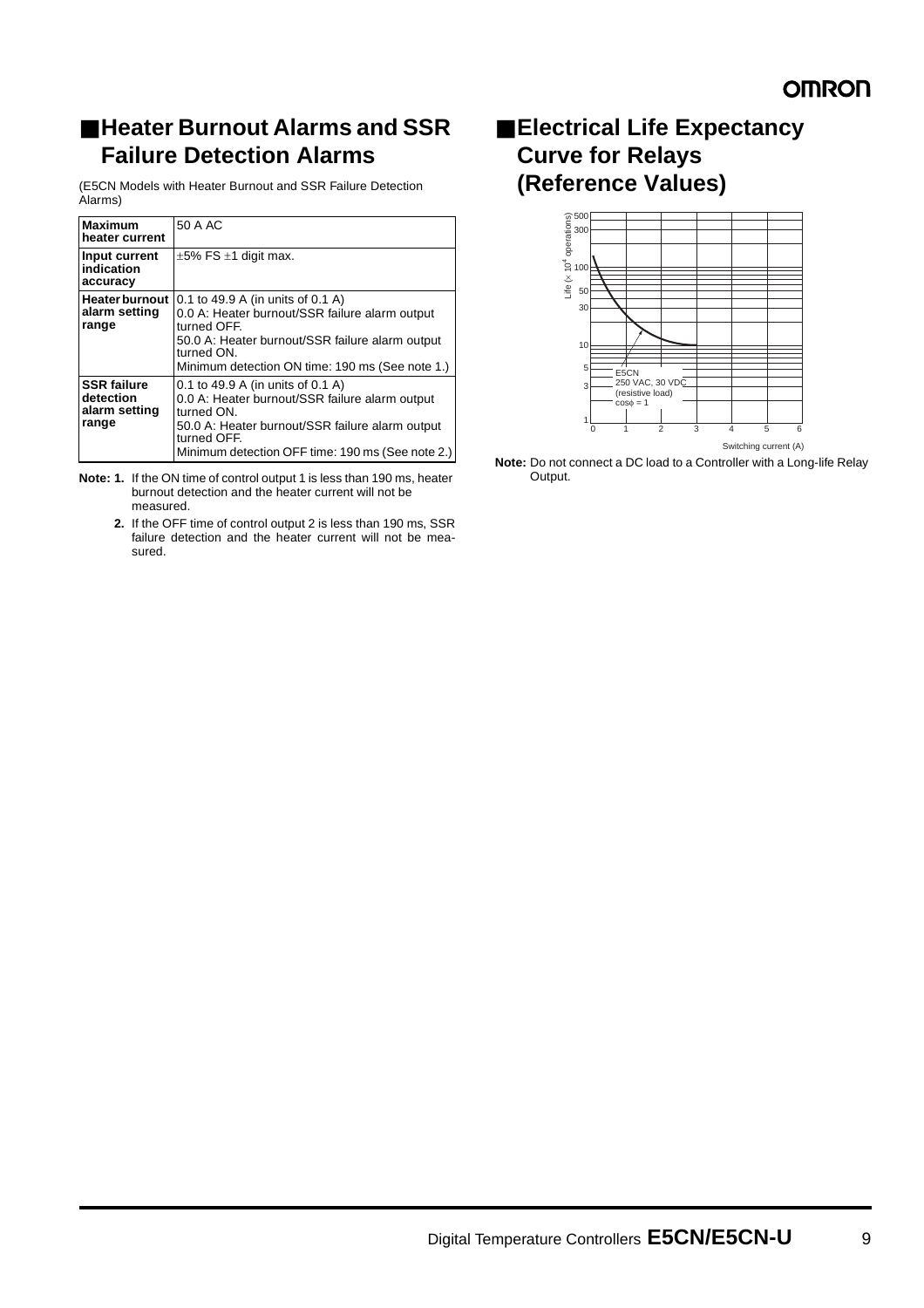## ■Heater Burnout Alarms and SSR Failure Detection Alarms

(E5CN Models with Heater Burnout and SSR Failure Detection Alarms)

| | |
|---|---|
| **Maximum heater current** | 50 A AC |
| **Input current indication accuracy** | ±5% FS ±1 digit max. |
| **Heater burnout alarm setting range** | 0.1 to 49.9 A (in units of 0.1 A)<br>0.0 A: Heater burnout/SSR failure alarm output turned OFF.<br>50.0 A: Heater burnout/SSR failure alarm output turned ON.<br>Minimum detection ON time: 190 ms (See note 1.) |
| **SSR failure detection alarm setting range** | 0.1 to 49.9 A (in units of 0.1 A)<br>0.0 A: Heater burnout/SSR failure alarm output turned ON.<br>50.0 A: Heater burnout/SSR failure alarm output turned OFF.<br>Minimum detection OFF time: 190 ms (See note 2.) |

**Note: 1.** If the ON time of control output 1 is less than 190 ms, heater burnout detection and the heater current will not be measured.

**2.** If the OFF time of control output 2 is less than 190 ms, SSR failure detection and the heater current will not be measured.

## ■Electrical Life Expectancy Curve for Relays (Reference Values)

Life ($\times 10^4$ operations)

E5CN
250 VAC, 30 VDC
(resistive load)
$\cos\phi = 1$

Switching current (A)

**Note:** Do not connect a DC load to a Controller with a Long-life Relay Output.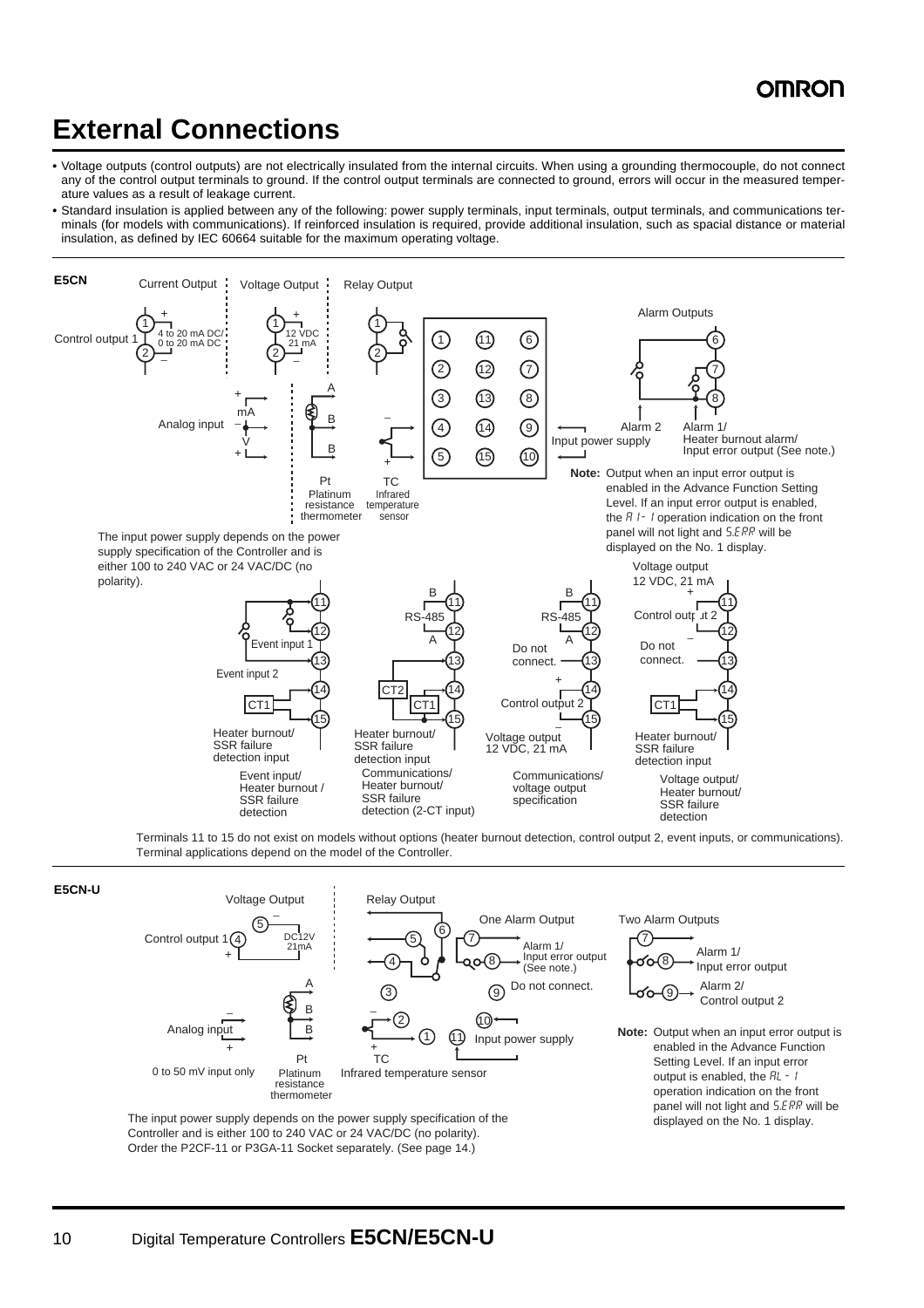# External Connections

- Voltage outputs (control outputs) are not electrically insulated from the internal circuits. When using a grounding thermocouple, do not connect any of the control output terminals to ground. If the control output terminals are connected to ground, errors will occur in the measured temperature values as a result of leakage current.
- Standard insulation is applied between any of the following: power supply terminals, input terminals, output terminals, and communications terminals (for models with communications). If reinforced insulation is required, provide additional insulation, such as spacial distance or material insulation, as defined by IEC 60664 suitable for the maximum operating voltage.

**E5CN**

Current Output | Voltage Output | Relay Output

Control output 1: 4 to 20 mA DC/ 0 to 20 mA DC | 12 VDC 21 mA

Analog input: mA, V | Pt Platinum resistance thermometer (A, B, B) | TC Infrared temperature sensor

Alarm Outputs: Alarm 2; Alarm 1/ Heater burnout alarm/ Input error output (See note.)

Input power supply

**Note:** Output when an input error output is enabled in the Advance Function Setting Level. If an input error output is enabled, the A1-1 operation indication on the front panel will not light and S.ERR will be displayed on the No. 1 display.

The input power supply depends on the power supply specification of the Controller and is either 100 to 240 VAC or 24 VAC/DC (no polarity).

- Event input/ Heater burnout / SSR failure detection: Event input 1, Event input 2, CT1 Heater burnout/ SSR failure detection input
- Communications/ Heater burnout/ SSR failure detection (2-CT input): RS-485 (B, A), CT2, CT1 Heater burnout/ SSR failure detection input
- Communications/ voltage output specification: RS-485 (B, A), Do not connect., Control output 2 Voltage output 12 VDC, 21 mA
- Voltage output/ Heater burnout/ SSR failure detection: Voltage output 12 VDC, 21 mA Control output 2, Do not connect., CT1 Heater burnout/ SSR failure detection input

Terminals 11 to 15 do not exist on models without options (heater burnout detection, control output 2, event inputs, or communications). Terminal applications depend on the model of the Controller.

**E5CN-U**

Voltage Output | Relay Output

Control output 1: DC12V 21mA

Analog input: 0 to 50 mV input only | Pt Platinum resistance thermometer | TC Infrared temperature sensor

Input power supply

One Alarm Output: Alarm 1/ Input error output (See note.); Do not connect.

Two Alarm Outputs: Alarm 1/ Input error output; Alarm 2/ Control output 2

**Note:** Output when an input error output is enabled in the Advance Function Setting Level. If an input error output is enabled, the AL-1 operation indication on the front panel will not light and S.ERR will be displayed on the No. 1 display.

The input power supply depends on the power supply specification of the Controller and is either 100 to 240 VAC or 24 VAC/DC (no polarity).
Order the P2CF-11 or P3GA-11 Socket separately. (See page 14.)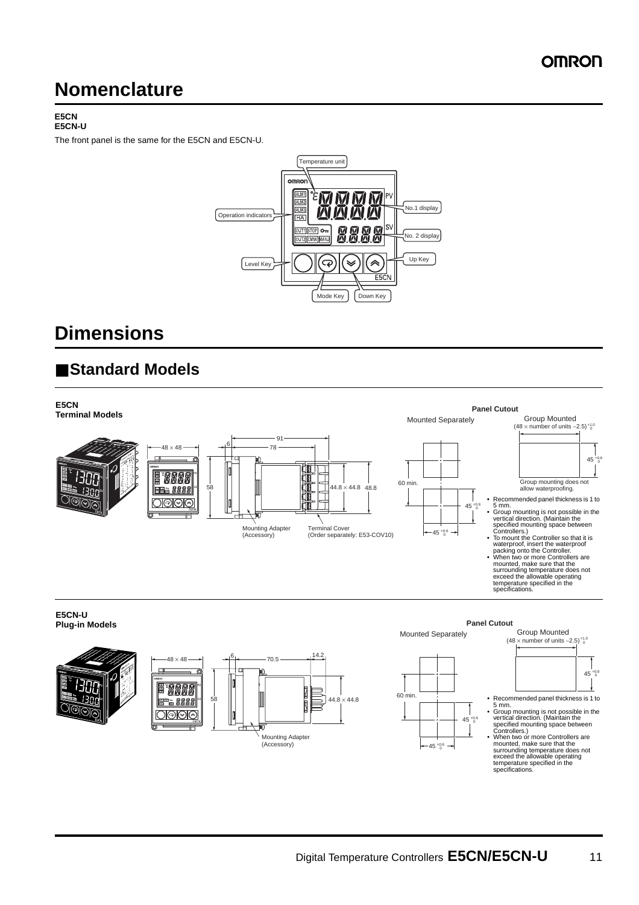# Nomenclature

**E5CN**
**E5CN-U**

The front panel is the same for the E5CN and E5CN-U.

Temperature unit

Operation indicators

No.1 display

No. 2 display

Level Key

Up Key

Mode Key

Down Key

# Dimensions

## ■Standard Models

**E5CN**
**Terminal Models**

48 × 48

91

6

78

58

44.8 × 44.8

48.8

Mounting Adapter (Accessory)

Terminal Cover (Order separately: E53-COV10)

**Panel Cutout**

Mounted Separately

60 min.

$45^{+0.6}_{0}$

$45^{+0.6}_{0}$

Group Mounted
$(48 \times \text{number of units} - 2.5)^{+1.0}_{0}$

$45^{+0.6}_{0}$

Group mounting does not allow waterproofing.

- Recommended panel thickness is 1 to 5 mm.
- Group mounting is not possible in the vertical direction. (Maintain the specified mounting space between Controllers.)
- To mount the Controller so that it is waterproof, insert the waterproof packing onto the Controller.
- When two or more Controllers are mounted, make sure that the surrounding temperature does not exceed the allowable operating temperature specified in the specifications.

**E5CN-U**
**Plug-in Models**

48 × 48

6

70.5

14.2

58

44.8 × 44.8

Mounting Adapter (Accessory)

**Panel Cutout**

Mounted Separately

60 min.

$45^{+0.6}_{0}$

$45^{+0.6}_{0}$

Group Mounted
$(48 \times \text{number of units} - 2.5)^{+1.0}_{0}$

$45^{+0.6}_{0}$

- Recommended panel thickness is 1 to 5 mm.
- Group mounting is not possible in the vertical direction. (Maintain the specified mounting space between Controllers.)
- When two or more Controllers are mounted, make sure that the surrounding temperature does not exceed the allowable operating temperature specified in the specifications.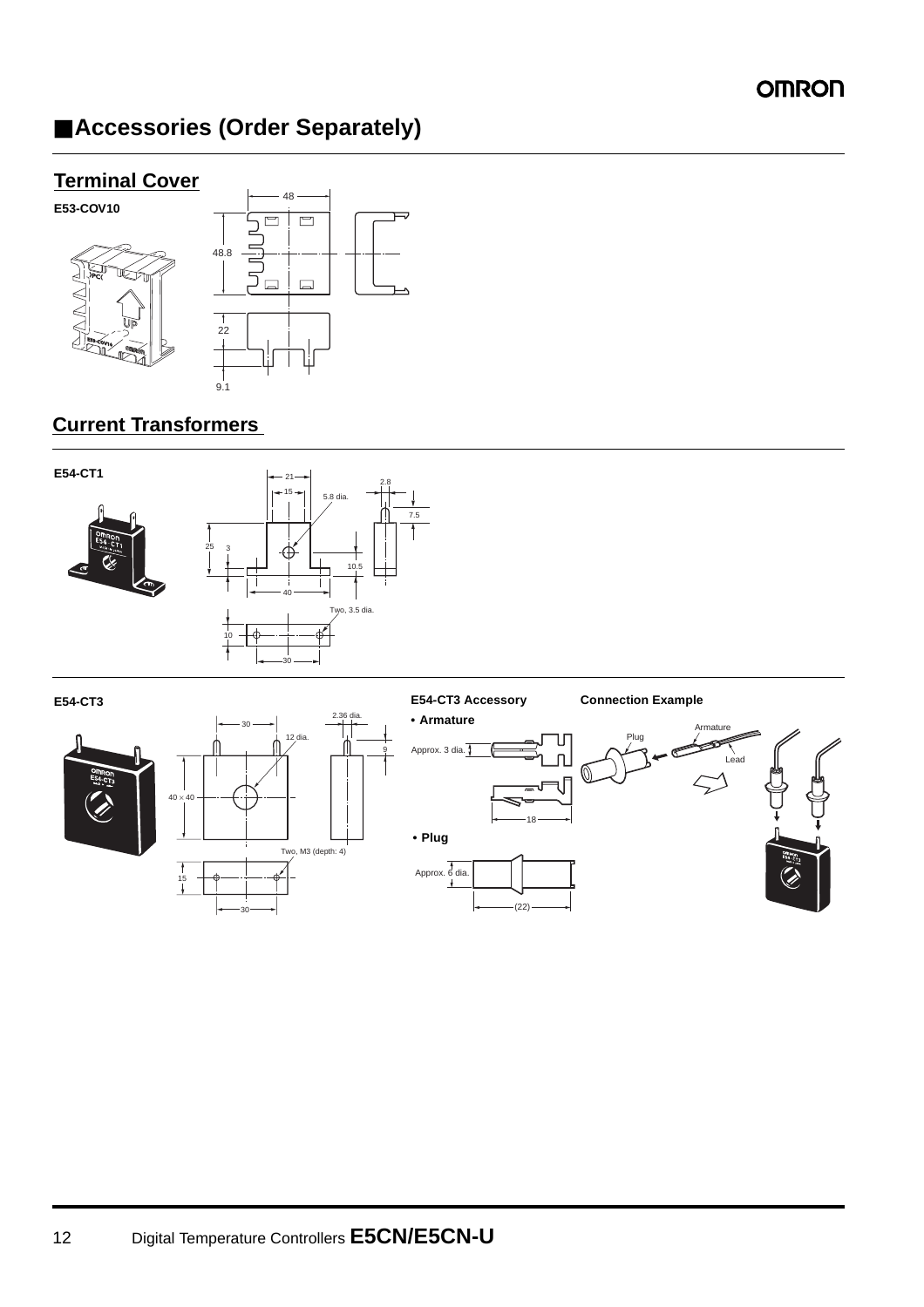## Accessories (Order Separately)

### Terminal Cover

**E53-COV10**

48

48.8

22

9.1

### Current Transformers

**E54-CT1**

21

15

5.8 dia.

2.8

7.5

25

3

10.5

40

Two, 3.5 dia.

10

30

**E54-CT3**

30

12 dia.

2.36 dia.

9

40 × 40

Two, M3 (depth: 4)

15

30

**E54-CT3 Accessory**

- **Armature**

Approx. 3 dia.

18

- **Plug**

Approx. 6 dia.

(22)

**Connection Example**

Armature

Plug

Lead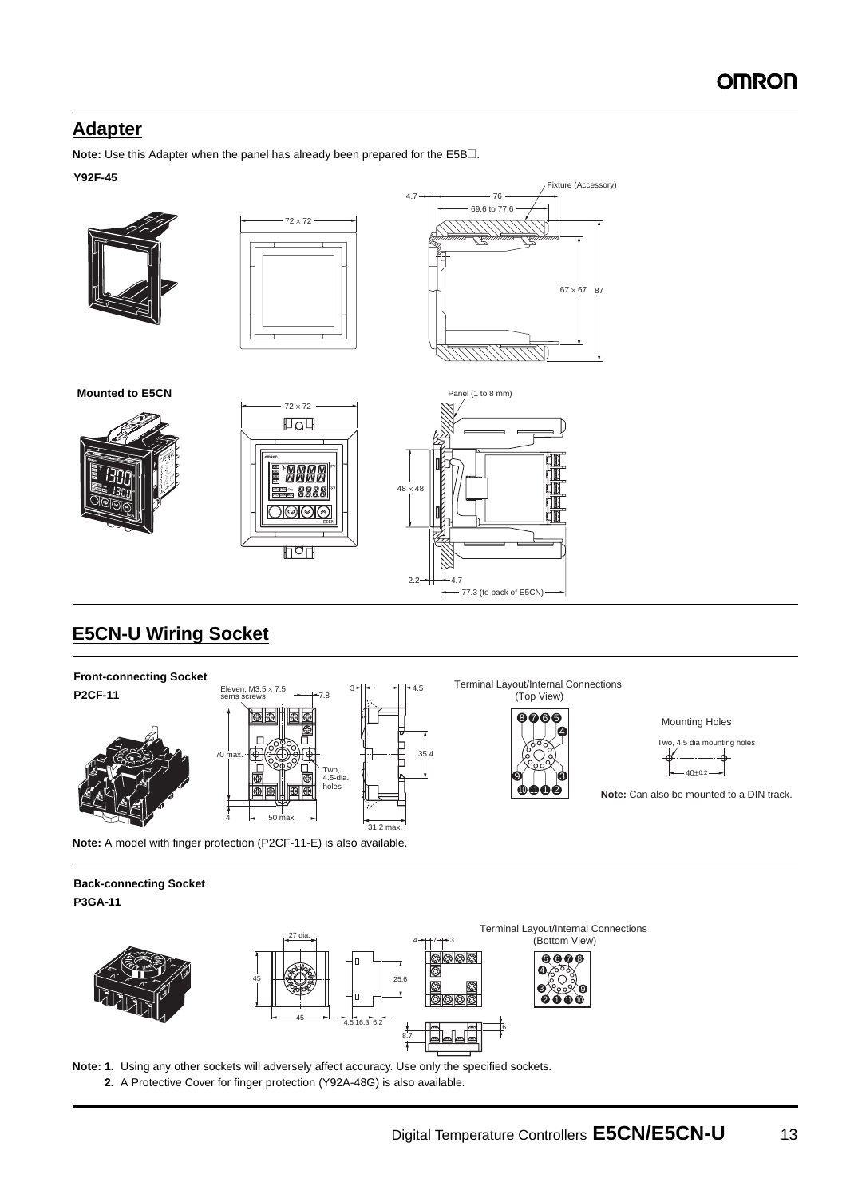## Adapter

**Note:** Use this Adapter when the panel has already been prepared for the E5B□.

**Y92F-45**

Fixture (Accessory)

72 × 72

4.7 — 76 — 69.6 to 77.6

67 × 67 87

**Mounted to E5CN**

72 × 72

Panel (1 to 8 mm)

48 × 48

2.2 — 4.7 — 77.3 (to back of E5CN)

## E5CN-U Wiring Socket

**Front-connecting Socket**

**P2CF-11**

Eleven, M3.5 × 7.5 sems screws

7.8

70 max.

Two, 4.5-dia. holes

4 — 50 max.

3 — 4.5

35.4

31.2 max.

Terminal Layout/Internal Connections (Top View)

Mounting Holes

Two, 4.5 dia mounting holes

40±0.2

**Note:** Can also be mounted to a DIN track.

**Note:** A model with finger protection (P2CF-11-E) is also available.

**Back-connecting Socket**

**P3GA-11**

27 dia.

45

45

4.5 16.3 6.2

25.6

4 — 7 — 3

8.7

6

Terminal Layout/Internal Connections (Bottom View)

**Note: 1.** Using any other sockets will adversely affect accuracy. Use only the specified sockets.

**2.** A Protective Cover for finger protection (Y92A-48G) is also available.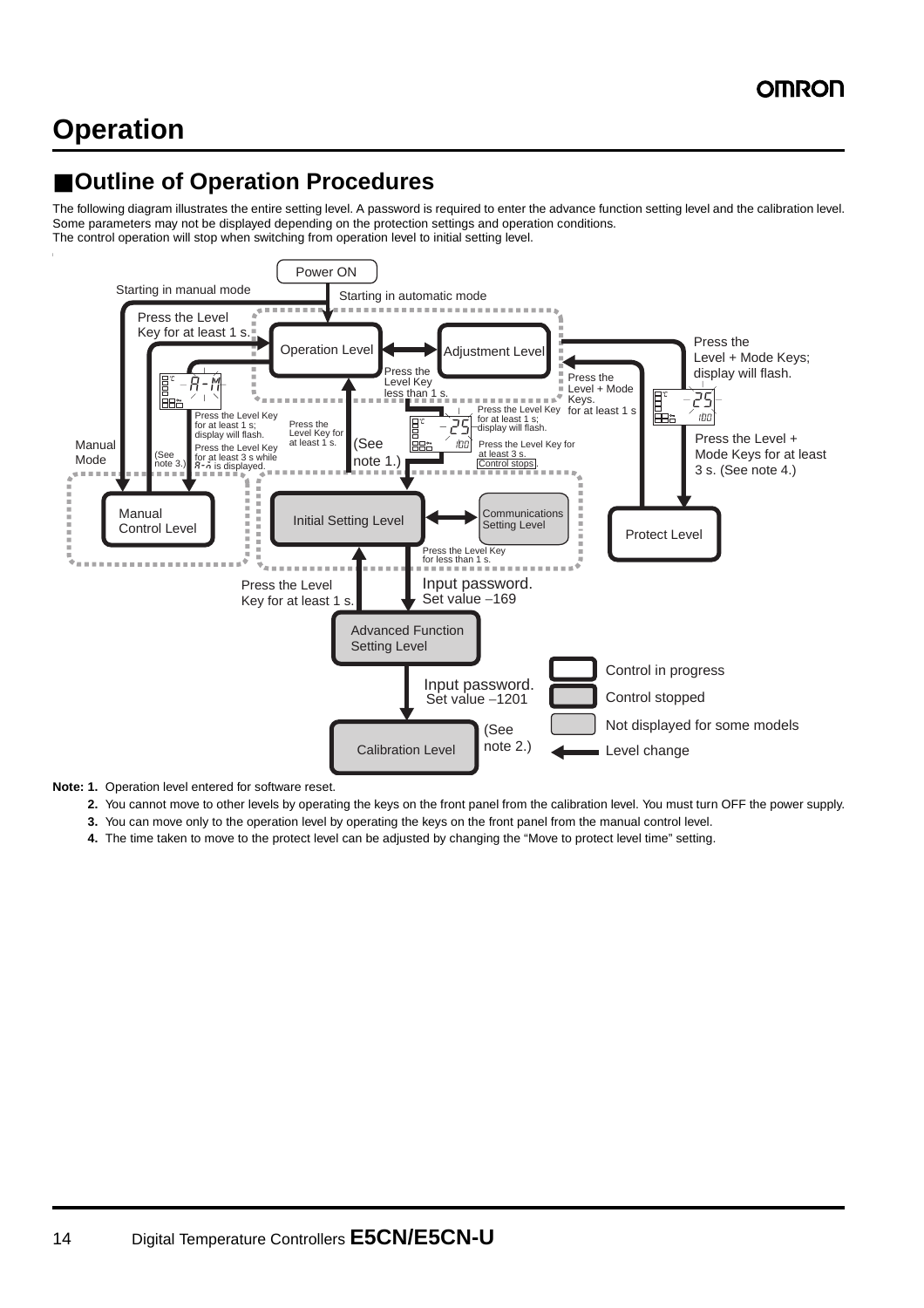# Operation

## ■Outline of Operation Procedures

The following diagram illustrates the entire setting level. A password is required to enter the advance function setting level and the calibration level. Some parameters may not be displayed depending on the protection settings and operation conditions.
The control operation will stop when switching from operation level to initial setting level.

Power ON

Starting in manual mode

Starting in automatic mode

Press the Level Key for at least 1 s.

Operation Level

Adjustment Level

Press the Level + Mode Keys; display will flash.

Press the Level Key less than 1 s.

Press the Level + Mode Keys. for at least 1 s

Press the Level Key for at least 1 s; display will flash.

Press the Level Key for at least 3 s while A-M is displayed.

Press the Level Key for at least 1 s.

(See note 1.)

Press the Level Key for at least 1 s; display will flash.

Press the Level Key for at least 3 s. Control stops.

Press the Level + Mode Keys for at least 3 s. (See note 4.)

Manual Mode

(See note 3.)

Manual Control Level

Initial Setting Level

Communications Setting Level

Protect Level

Press the Level Key for less than 1 s.

Press the Level Key for at least 1 s.

Input password. Set value –169

Advanced Function Setting Level

Input password. Set value –1201

Calibration Level

(See note 2.)

Control in progress

Control stopped

Not displayed for some models

Level change

**Note: 1.** Operation level entered for software reset.

**2.** You cannot move to other levels by operating the keys on the front panel from the calibration level. You must turn OFF the power supply.

**3.** You can move only to the operation level by operating the keys on the front panel from the manual control level.

**4.** The time taken to move to the protect level can be adjusted by changing the “Move to protect level time” setting.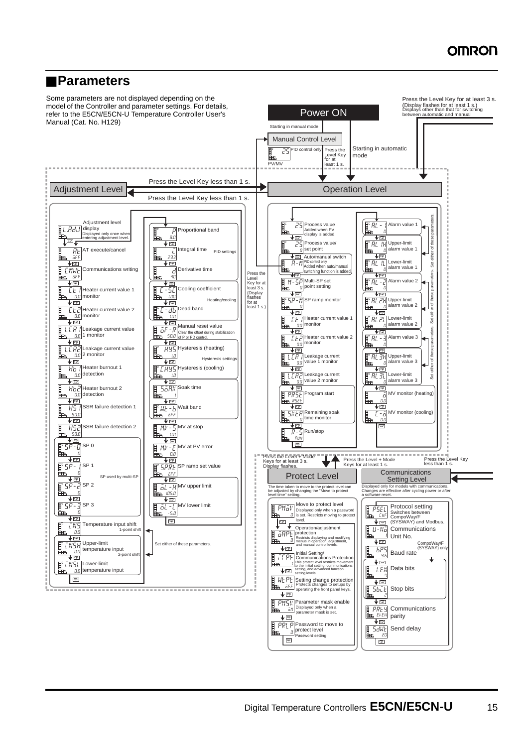## Parameters

Some parameters are not displayed depending on the model of the Controller and parameter settings. For details, refer to the E5CN/E5CN-U Temperature Controller User's Manual (Cat. No. H129)

Power ON

Starting in manual mode

Starting in automatic mode

Press the Level Key for at least 3 s. (Display flashes for at least 1 s.) Displays other than that for switching between automatic and manual

### Manual Control Level

PID control only — PV/MV

Press the Level Key for at least 1 s.

Press the Level Key less than 1 s.

Press the Level Key less than 1 s.

### Adjustment Level

- Adjustment level display — Displayed only once when entering adjustment level.
- AT execute/cancel
- Communications writing
- Heater current value 1 monitor
- Heater current value 2 monitor
- Leakage current value 1 monitor
- Leakage current value 2 monitor
- Heater burnout 1 detection
- Heater burnout 2 detection
- SSR failure detection 1
- SSR failure detection 2
- SP 0
- SP 1 (SP used by multi-SP)
- SP 2
- SP 3
- Temperature input shift (1-point shift)
- Upper-limit temperature input (2-point shift)
- Lower-limit temperature input

Set either of these parameters.

- Proportional band (PID settings)
- Integral time
- Derivative time
- Cooling coefficient (Heating/cooling)
- Dead band
- Manual reset value — Clear the offset during stabilization of P or PD control.
- Hysteresis (heating) (Hysteresis settings)
- Hysteresis (cooling)
- Soak time
- Wait band
- MV at stop
- MV at PV error
- SP ramp set value
- MV upper limit
- MV lower limit

### Operation Level

- Process value — Added when PV display is added.
- Process value/set point
- Auto/manual switch — PID control only. Added when auto/manual switching function is added.
- Multi-SP set point setting
- SP ramp monitor
- Heater current value 1 monitor
- Heater current value 2 monitor
- Leakage current value 1 monitor
- Leakage current value 2 monitor
- Program start
- Remaining soak time monitor
- Run/stop

Press the Level Key for at least 3 s. (Display flashes for at least 1 s.)

- Alarm value 1
- Upper-limit alarm value 1
- Lower-limit alarm value 1
- Alarm value 2
- Upper-limit alarm value 2
- Lower-limit alarm value 2
- Alarm value 3
- Upper-limit alarm value 3
- Lower-limit alarm value 3
- MV monitor (heating)
- MV monitor (cooling)

Set either of these parameters.

Press the Level + Mode Keys for at least 3 s. Display flashes.

Press the Level + Mode Keys for at least 1 s.

Press the Level Key less than 1 s.

### Protect Level

The time taken to move to the protect level can be adjusted by changing the "Move to protect level time" setting.

- Move to protect level — Displayed only when a password is set. Restricts moving to protect level.
- Operation/adjustment protection — Restricts displaying and modifying menus in operation, adjustment, and manual control levels.
- Initial Setting/Communications Protection — This protect level restricts movement to the initial setting, communications setting, and advanced function setting levels.
- Setting change protection — Protects changes to setups by operating the front panel keys.
- Parameter mask enable — Displayed only when a parameter mask is set.
- Password to move to protect level — Password setting

### Communications Setting Level

Displayed only for models with communications. Changes are effective after cycling power or after a software reset.

- Protocol setting — Switches between CompoWay/F (SYSWAY) and Modbus.
- Communications Unit No.
- Baud rate (CompoWay/F (SYSWAY) only)
- Data bits
- Stop bits
- Communications parity
- Send delay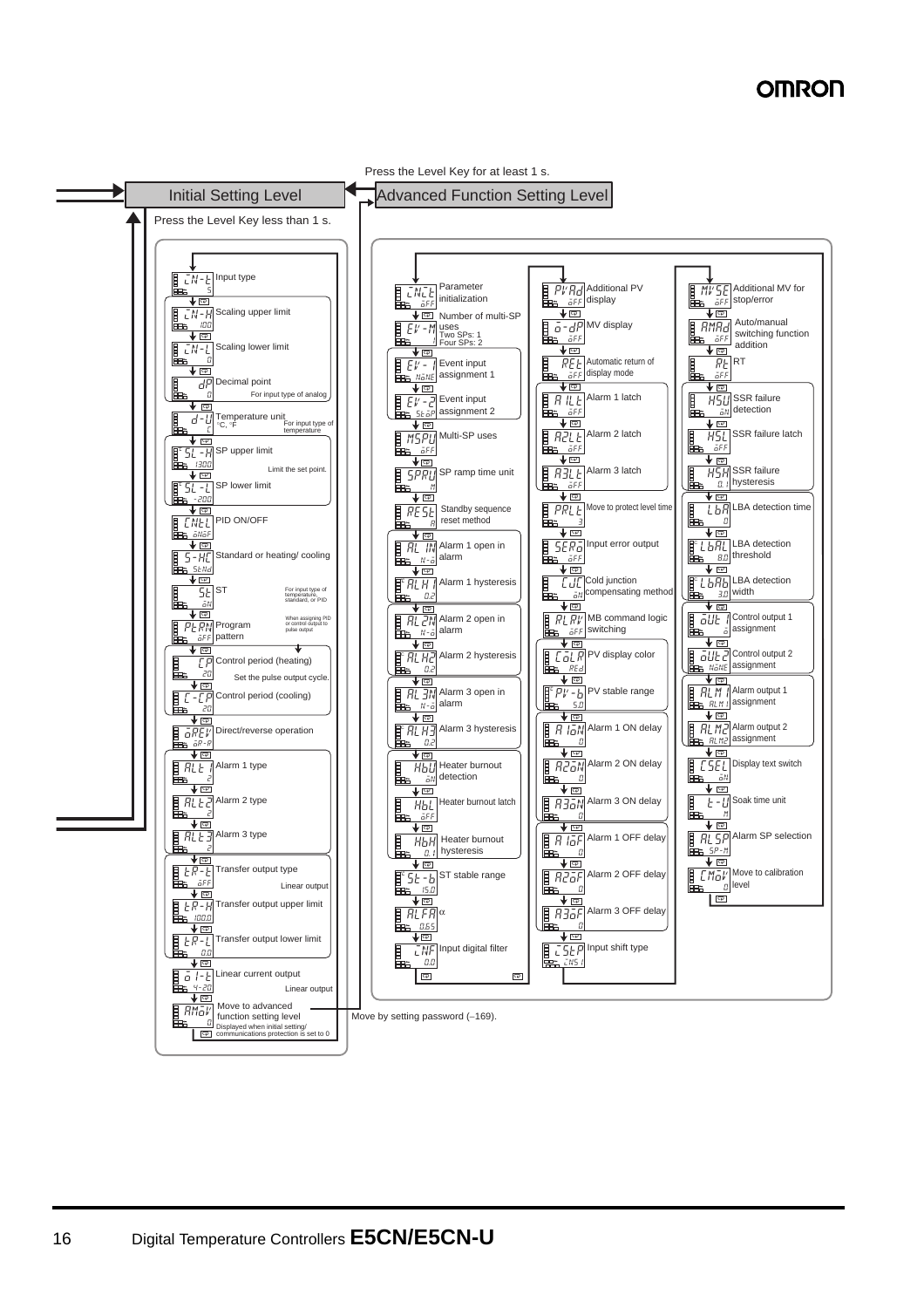Press the Level Key for at least 1 s.

**Initial Setting Level** | **Advanced Function Setting Level**

Press the Level Key less than 1 s.

## Initial Setting Level

| Display | Setting | Parameter | Note |
|---|---|---|---|
| in-t | 5 | Input type | |
| in-h | 100 | Scaling upper limit | |
| in-l | 0 | Scaling lower limit | |
| dp | 0 | Decimal point | For input type of analog |
| d-u | c | Temperature unit °C, °F | For input type of temperature |
| sl-h | 1300 | SP upper limit | Limit the set point. |
| sl-l | -200 | SP lower limit | |
| cntl | onof | PID ON/OFF | |
| s-hc | stnd | Standard or heating/ cooling | |
| st | on | ST | For input type of temperature, standard, or PID |
| ptrn | off | Program pattern | When assigning PID or control output to pulse output |
| cp | 20 | Control period (heating) | Set the pulse output cycle. |
| c-cp | 20 | Control period (cooling) | |
| orev | or-r | Direct/reverse operation | |
| alt1 | 2 | Alarm 1 type | |
| alt2 | 2 | Alarm 2 type | |
| alt3 | 2 | Alarm 3 type | |
| tr-t | off | Transfer output type | Linear output |
| tr-h | 100.0 | Transfer output upper limit | |
| tr-l | 0.0 | Transfer output lower limit | |
| o1-t | 4-20 | Linear current output | Linear output |
| amov | 0 | Move to advanced function setting level | Displayed when initial setting/ communications protection is set to 0 |

Move by setting password (−169).

## Advanced Function Setting Level

| Display | Setting | Parameter |
|---|---|---|
| init | off | Parameter initialization |
| ev-m | 1 | Number of multi-SP uses (Two SPs: 1, Four SPs: 2) |
| ev-1 | none | Event input assignment 1 |
| ev-2 | stop | Event input assignment 2 |
| mspu | off | Multi-SP uses |
| sprU | m | SP ramp time unit |
| rest | a | Standby sequence reset method |
| al1n | n-o | Alarm 1 open in alarm |
| alh1 | 0.2 | Alarm 1 hysteresis |
| al2n | n-o | Alarm 2 open in alarm |
| alh2 | 0.2 | Alarm 2 hysteresis |
| al3n | n-o | Alarm 3 open in alarm |
| alh3 | 0.2 | Alarm 3 hysteresis |
| hbu | on | Heater burnout detection |
| hbl | off | Heater burnout latch |
| hbh | 0.1 | Heater burnout hysteresis |
| st-b | 15.0 | ST stable range |
| alfa | 0.65 | α |
| inf | 0.0 | Input digital filter |
| pvad | off | Additional PV display |
| o-dp | off | MV display |
| ret | off | Automatic return of display mode |
| a1lt | off | Alarm 1 latch |
| a2lt | off | Alarm 2 latch |
| a3lt | off | Alarm 3 latch |
| prlt | 3 | Move to protect level time |
| sero | off | Input error output |
| cjc | on | Cold junction compensating method |
| rlrv | off | MB command logic switching |
| colr | red | PV display color |
| pv-b | 5.0 | PV stable range |
| a1on | 0 | Alarm 1 ON delay |
| a2on | 0 | Alarm 2 ON delay |
| a3on | 0 | Alarm 3 ON delay |
| a1of | 0 | Alarm 1 OFF delay |
| a2of | 0 | Alarm 2 OFF delay |
| a3of | 0 | Alarm 3 OFF delay |
| istp | ins1 | Input shift type |
| mvse | off | Additional MV for stop/error |
| amad | off | Auto/manual switching function addition |
| rt | off | RT |
| hsu | on | SSR failure detection |
| hsl | off | SSR failure latch |
| hsh | 0.1 | SSR failure hysteresis |
| lba | 0 | LBA detection time |
| lbal | 8.0 | LBA detection threshold |
| lbab | 3.0 | LBA detection width |
| out1 | o | Control output 1 assignment |
| out2 | none | Control output 2 assignment |
| alm1 | alm1 | Alarm output 1 assignment |
| alm2 | alm2 | Alarm output 2 assignment |
| csel | on | Display text switch |
| t-u | m | Soak time unit |
| alsp | sp-m | Alarm SP selection |
| cmov | 0 | Move to calibration level |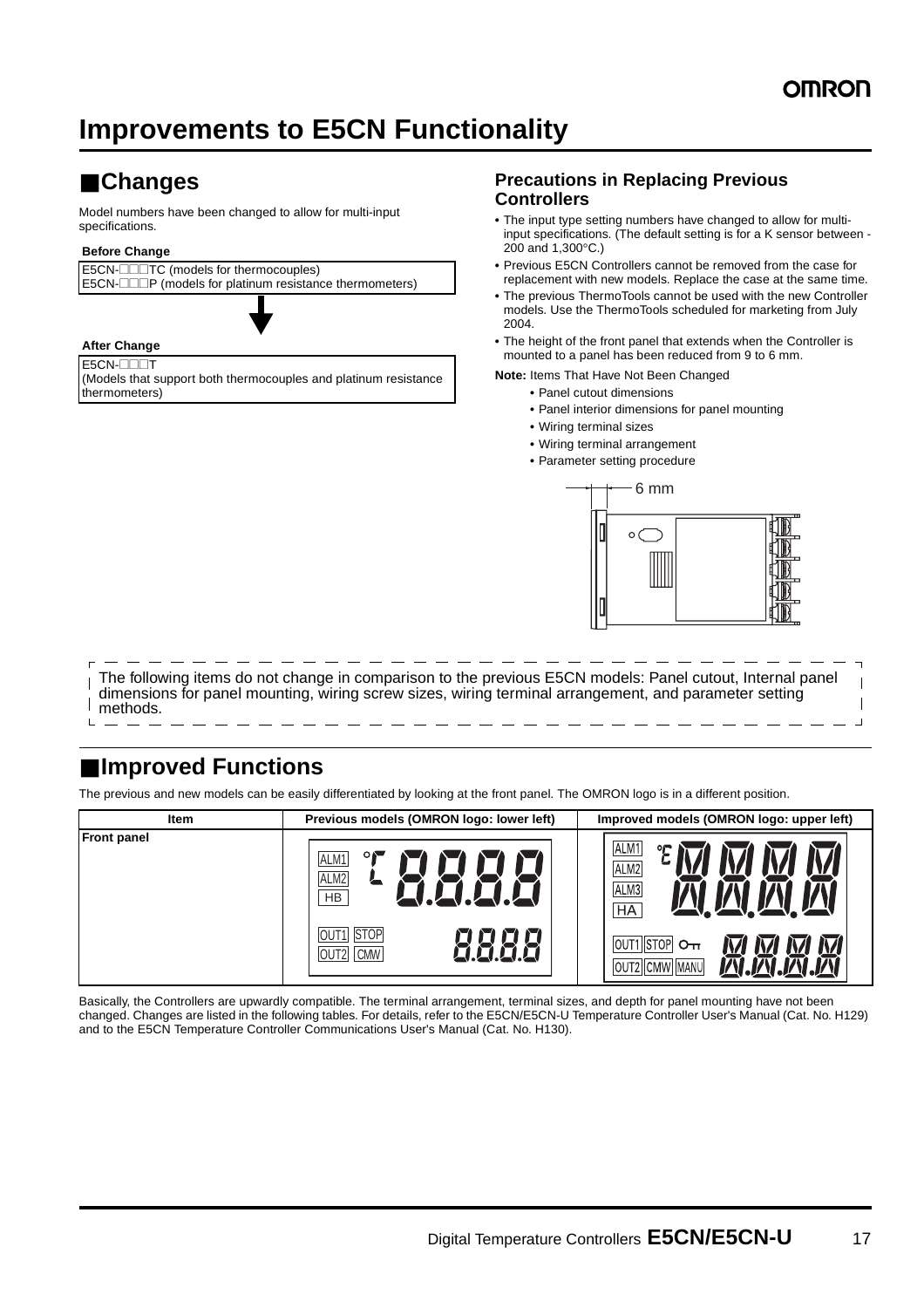# Improvements to E5CN Functionality

## ■Changes

Model numbers have been changed to allow for multi-input specifications.

**Before Change**

E5CN-□□□TC (models for thermocouples)
E5CN-□□□P (models for platinum resistance thermometers)

**After Change**

E5CN-□□□T
(Models that support both thermocouples and platinum resistance thermometers)

### Precautions in Replacing Previous Controllers

- The input type setting numbers have changed to allow for multi-input specifications. (The default setting is for a K sensor between -200 and 1,300°C.)
- Previous E5CN Controllers cannot be removed from the case for replacement with new models. Replace the case at the same time.
- The previous ThermoTools cannot be used with the new Controller models. Use the ThermoTools scheduled for marketing from July 2004.
- The height of the front panel that extends when the Controller is mounted to a panel has been reduced from 9 to 6 mm.

**Note:** Items That Have Not Been Changed

- Panel cutout dimensions
- Panel interior dimensions for panel mounting
- Wiring terminal sizes
- Wiring terminal arrangement
- Parameter setting procedure

6 mm

The following items do not change in comparison to the previous E5CN models: Panel cutout, Internal panel dimensions for panel mounting, wiring screw sizes, wiring terminal arrangement, and parameter setting methods.

## ■Improved Functions

The previous and new models can be easily differentiated by looking at the front panel. The OMRON logo is in a different position.

| Item | Previous models (OMRON logo: lower left) | Improved models (OMRON logo: upper left) |
|---|---|---|
| Front panel | ALM1, ALM2, HB, OUT1, STOP, OUT2, CMW, °C, 8.8.8.8, 8.8.8.8 | ALM1, ALM2, ALM3, HA, OUT1, STOP, OUT2, CMW, MANU, °C |

Basically, the Controllers are upwardly compatible. The terminal arrangement, terminal sizes, and depth for panel mounting have not been changed. Changes are listed in the following tables. For details, refer to the E5CN/E5CN-U Temperature Controller User's Manual (Cat. No. H129) and to the E5CN Temperature Controller Communications User's Manual (Cat. No. H130).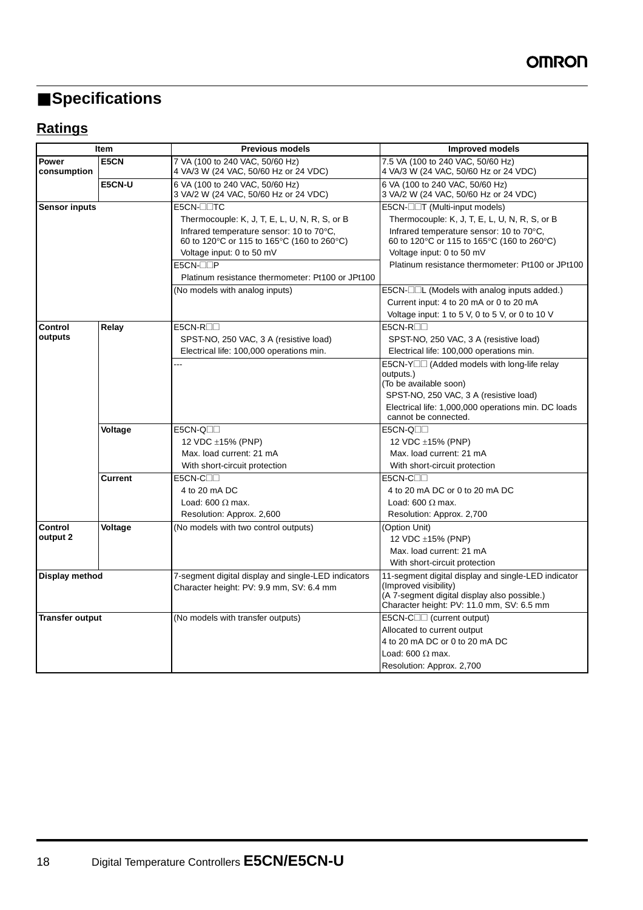## ■Specifications

### Ratings

| Item | | Previous models | Improved models |
|---|---|---|---|
| Power consumption | E5CN | 7 VA (100 to 240 VAC, 50/60 Hz)<br>4 VA/3 W (24 VAC, 50/60 Hz or 24 VDC) | 7.5 VA (100 to 240 VAC, 50/60 Hz)<br>4 VA/3 W (24 VAC, 50/60 Hz or 24 VDC) |
| | E5CN-U | 6 VA (100 to 240 VAC, 50/60 Hz)<br>3 VA/2 W (24 VAC, 50/60 Hz or 24 VDC) | 6 VA (100 to 240 VAC, 50/60 Hz)<br>3 VA/2 W (24 VAC, 50/60 Hz or 24 VDC) |
| Sensor inputs | | E5CN-□□TC<br>Thermocouple: K, J, T, E, L, U, N, R, S, or B<br>Infrared temperature sensor: 10 to 70°C, 60 to 120°C or 115 to 165°C (160 to 260°C)<br>Voltage input: 0 to 50 mV<br>E5CN-□□P<br>Platinum resistance thermometer: Pt100 or JPt100 | E5CN-□□T (Multi-input models)<br>Thermocouple: K, J, T, E, L, U, N, R, S, or B<br>Infrared temperature sensor: 10 to 70°C, 60 to 120°C or 115 to 165°C (160 to 260°C)<br>Voltage input: 0 to 50 mV<br>Platinum resistance thermometer: Pt100 or JPt100 |
| | | (No models with analog inputs) | E5CN-□□L (Models with analog inputs added.)<br>Current input: 4 to 20 mA or 0 to 20 mA<br>Voltage input: 1 to 5 V, 0 to 5 V, or 0 to 10 V |
| Control outputs | Relay | E5CN-R□□<br>SPST-NO, 250 VAC, 3 A (resistive load)<br>Electrical life: 100,000 operations min. | E5CN-R□□<br>SPST-NO, 250 VAC, 3 A (resistive load)<br>Electrical life: 100,000 operations min. |
| | | --- | E5CN-Y□□ (Added models with long-life relay outputs.)<br>(To be available soon)<br>SPST-NO, 250 VAC, 3 A (resistive load)<br>Electrical life: 1,000,000 operations min. DC loads cannot be connected. |
| | Voltage | E5CN-Q□□<br>12 VDC ±15% (PNP)<br>Max. load current: 21 mA<br>With short-circuit protection | E5CN-Q□□<br>12 VDC ±15% (PNP)<br>Max. load current: 21 mA<br>With short-circuit protection |
| | Current | E5CN-C□□<br>4 to 20 mA DC<br>Load: 600 Ω max.<br>Resolution: Approx. 2,600 | E5CN-C□□<br>4 to 20 mA DC or 0 to 20 mA DC<br>Load: 600 Ω max.<br>Resolution: Approx. 2,700 |
| Control output 2 | Voltage | (No models with two control outputs) | (Option Unit)<br>12 VDC ±15% (PNP)<br>Max. load current: 21 mA<br>With short-circuit protection |
| Display method | | 7-segment digital display and single-LED indicators<br>Character height: PV: 9.9 mm, SV: 6.4 mm | 11-segment digital display and single-LED indicator (Improved visibility)<br>(A 7-segment digital display also possible.)<br>Character height: PV: 11.0 mm, SV: 6.5 mm |
| Transfer output | | (No models with transfer outputs) | E5CN-C□□ (current output)<br>Allocated to current output<br>4 to 20 mA DC or 0 to 20 mA DC<br>Load: 600 Ω max.<br>Resolution: Approx. 2,700 |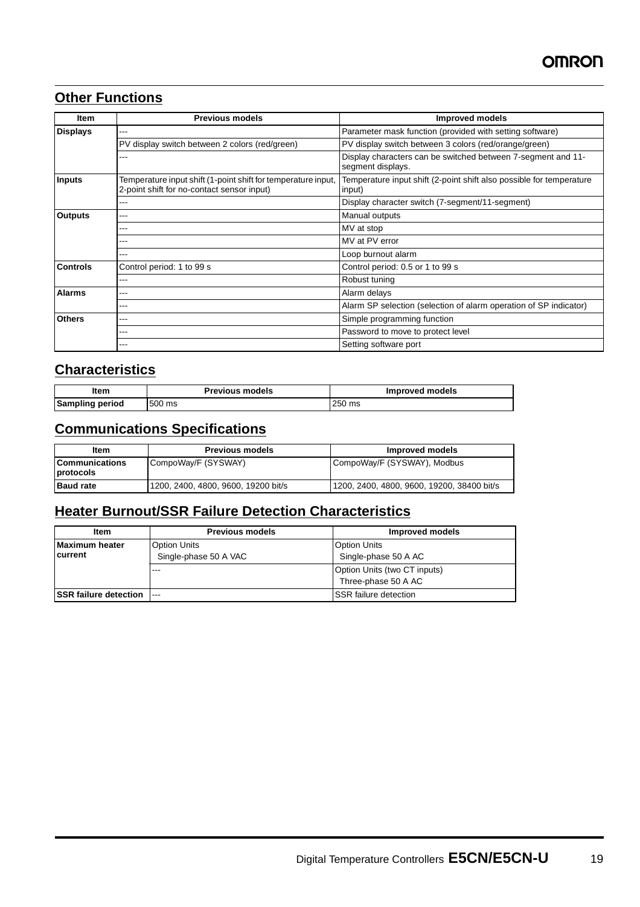## Other Functions

| Item | Previous models | Improved models |
|---|---|---|
| Displays | --- | Parameter mask function (provided with setting software) |
| | PV display switch between 2 colors (red/green) | PV display switch between 3 colors (red/orange/green) |
| | --- | Display characters can be switched between 7-segment and 11-segment displays. |
| Inputs | Temperature input shift (1-point shift for temperature input, 2-point shift for no-contact sensor input) | Temperature input shift (2-point shift also possible for temperature input) |
| | --- | Display character switch (7-segment/11-segment) |
| Outputs | --- | Manual outputs |
| | --- | MV at stop |
| | --- | MV at PV error |
| | --- | Loop burnout alarm |
| Controls | Control period: 1 to 99 s | Control period: 0.5 or 1 to 99 s |
| | --- | Robust tuning |
| Alarms | --- | Alarm delays |
| | --- | Alarm SP selection (selection of alarm operation of SP indicator) |
| Others | --- | Simple programming function |
| | --- | Password to move to protect level |
| | --- | Setting software port |

## Characteristics

| Item | Previous models | Improved models |
|---|---|---|
| Sampling period | 500 ms | 250 ms |

## Communications Specifications

| Item | Previous models | Improved models |
|---|---|---|
| Communications protocols | CompoWay/F (SYSWAY) | CompoWay/F (SYSWAY), Modbus |
| Baud rate | 1200, 2400, 4800, 9600, 19200 bit/s | 1200, 2400, 4800, 9600, 19200, 38400 bit/s |

## Heater Burnout/SSR Failure Detection Characteristics

| Item | Previous models | Improved models |
|---|---|---|
| Maximum heater current | Option Units<br>Single-phase 50 A VAC | Option Units<br>Single-phase 50 A AC |
| | --- | Option Units (two CT inputs)<br>Three-phase 50 A AC |
| SSR failure detection | --- | SSR failure detection |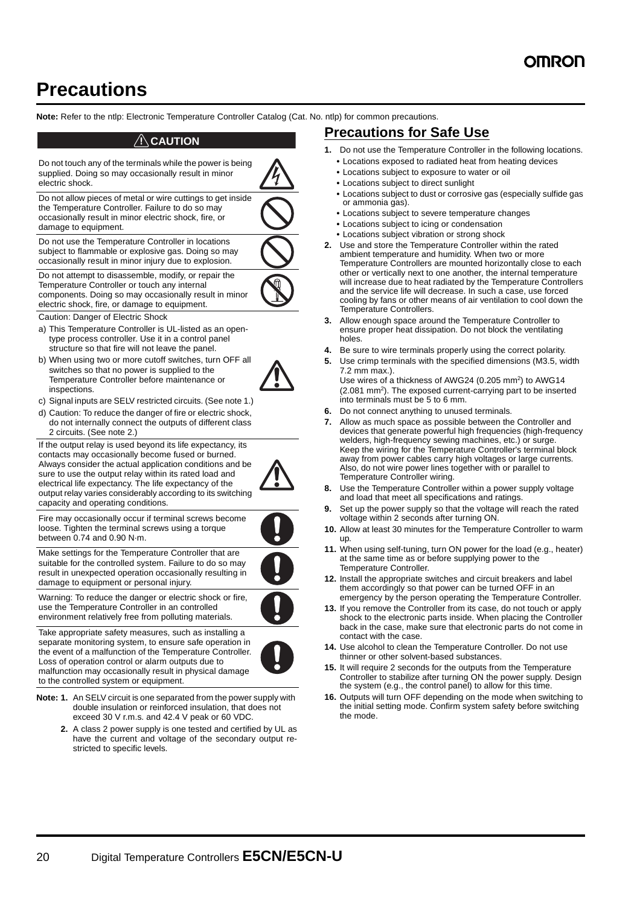# Precautions

**Note:** Refer to the ntlp: Electronic Temperature Controller Catalog (Cat. No. ntlp) for common precautions.

## ⚠ CAUTION

Do not touch any of the terminals while the power is being supplied. Doing so may occasionally result in minor electric shock.

Do not allow pieces of metal or wire cuttings to get inside the Temperature Controller. Failure to do so may occasionally result in minor electric shock, fire, or damage to equipment.

Do not use the Temperature Controller in locations subject to flammable or explosive gas. Doing so may occasionally result in minor injury due to explosion.

Do not attempt to disassemble, modify, or repair the Temperature Controller or touch any internal components. Doing so may occasionally result in minor electric shock, fire, or damage to equipment.

Caution: Danger of Electric Shock

a) This Temperature Controller is UL-listed as an open-type process controller. Use it in a control panel structure so that fire will not leave the panel.
b) When using two or more cutoff switches, turn OFF all switches so that no power is supplied to the Temperature Controller before maintenance or inspections.
c) Signal inputs are SELV restricted circuits. (See note 1.)
d) Caution: To reduce the danger of fire or electric shock, do not internally connect the outputs of different class 2 circuits. (See note 2.)

If the output relay is used beyond its life expectancy, its contacts may occasionally become fused or burned. Always consider the actual application conditions and be sure to use the output relay within its rated load and electrical life expectancy. The life expectancy of the output relay varies considerably according to its switching capacity and operating conditions.

Fire may occasionally occur if terminal screws become loose. Tighten the terminal screws using a torque between 0.74 and 0.90 N·m.

Make settings for the Temperature Controller that are suitable for the controlled system. Failure to do so may result in unexpected operation occasionally resulting in damage to equipment or personal injury.

Warning: To reduce the danger or electric shock or fire, use the Temperature Controller in an controlled environment relatively free from polluting materials.

Take appropriate safety measures, such as installing a separate monitoring system, to ensure safe operation in the event of a malfunction of the Temperature Controller. Loss of operation control or alarm outputs due to malfunction may occasionally result in physical damage to the controlled system or equipment.

**Note: 1.** An SELV circuit is one separated from the power supply with double insulation or reinforced insulation, that does not exceed 30 V r.m.s. and 42.4 V peak or 60 VDC.

**2.** A class 2 power supply is one tested and certified by UL as have the current and voltage of the secondary output restricted to specific levels.

## Precautions for Safe Use

1. Do not use the Temperature Controller in the following locations.
   - Locations exposed to radiated heat from heating devices
   - Locations subject to exposure to water or oil
   - Locations subject to direct sunlight
   - Locations subject to dust or corrosive gas (especially sulfide gas or ammonia gas).
   - Locations subject to severe temperature changes
   - Locations subject to icing or condensation
   - Locations subject vibration or strong shock
2. Use and store the Temperature Controller within the rated ambient temperature and humidity. When two or more Temperature Controllers are mounted horizontally close to each other or vertically next to one another, the internal temperature will increase due to heat radiated by the Temperature Controllers and the service life will decrease. In such a case, use forced cooling by fans or other means of air ventilation to cool down the Temperature Controllers.
3. Allow enough space around the Temperature Controller to ensure proper heat dissipation. Do not block the ventilating holes.
4. Be sure to wire terminals properly using the correct polarity.
5. Use crimp terminals with the specified dimensions (M3.5, width 7.2 mm max.).
   Use wires of a thickness of AWG24 (0.205 $mm^2$) to AWG14 (2.081 $mm^2$). The exposed current-carrying part to be inserted into terminals must be 5 to 6 mm.
6. Do not connect anything to unused terminals.
7. Allow as much space as possible between the Controller and devices that generate powerful high frequencies (high-frequency welders, high-frequency sewing machines, etc.) or surge. Keep the wiring for the Temperature Controller's terminal block away from power cables carry high voltages or large currents. Also, do not wire power lines together with or parallel to Temperature Controller wiring.
8. Use the Temperature Controller within a power supply voltage and load that meet all specifications and ratings.
9. Set up the power supply so that the voltage will reach the rated voltage within 2 seconds after turning ON.
10. Allow at least 30 minutes for the Temperature Controller to warm up.
11. When using self-tuning, turn ON power for the load (e.g., heater) at the same time as or before supplying power to the Temperature Controller.
12. Install the appropriate switches and circuit breakers and label them accordingly so that power can be turned OFF in an emergency by the person operating the Temperature Controller.
13. If you remove the Controller from its case, do not touch or apply shock to the electronic parts inside. When placing the Controller back in the case, make sure that electronic parts do not come in contact with the case.
14. Use alcohol to clean the Temperature Controller. Do not use thinner or other solvent-based substances.
15. It will require 2 seconds for the outputs from the Temperature Controller to stabilize after turning ON the power supply. Design the system (e.g., the control panel) to allow for this time.
16. Outputs will turn OFF depending on the mode when switching to the initial setting mode. Confirm system safety before switching the mode.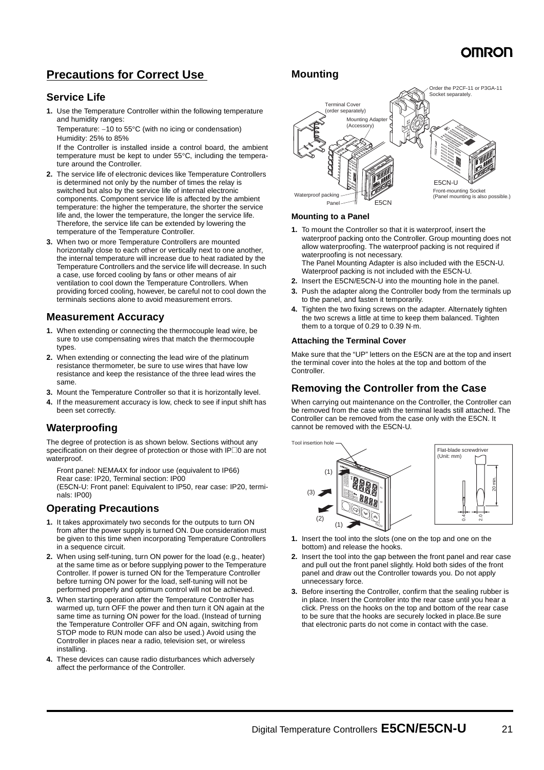## Precautions for Correct Use

### Service Life

1. Use the Temperature Controller within the following temperature and humidity ranges:

   Temperature: −10 to 55°C (with no icing or condensation)
   Humidity: 25% to 85%

   If the Controller is installed inside a control board, the ambient temperature must be kept to under 55°C, including the temperature around the Controller.
2. The service life of electronic devices like Temperature Controllers is determined not only by the number of times the relay is switched but also by the service life of internal electronic components. Component service life is affected by the ambient temperature: the higher the temperature, the shorter the service life and, the lower the temperature, the longer the service life. Therefore, the service life can be extended by lowering the temperature of the Temperature Controller.
3. When two or more Temperature Controllers are mounted horizontally close to each other or vertically next to one another, the internal temperature will increase due to heat radiated by the Temperature Controllers and the service life will decrease. In such a case, use forced cooling by fans or other means of air ventilation to cool down the Temperature Controllers. When providing forced cooling, however, be careful not to cool down the terminals sections alone to avoid measurement errors.

### Measurement Accuracy

1. When extending or connecting the thermocouple lead wire, be sure to use compensating wires that match the thermocouple types.
2. When extending or connecting the lead wire of the platinum resistance thermometer, be sure to use wires that have low resistance and keep the resistance of the three lead wires the same.
3. Mount the Temperature Controller so that it is horizontally level.
4. If the measurement accuracy is low, check to see if input shift has been set correctly.

### Waterproofing

The degree of protection is as shown below. Sections without any specification on their degree of protection or those with IP□0 are not waterproof.

Front panel: NEMA4X for indoor use (equivalent to IP66)
Rear case: IP20, Terminal section: IP00
(E5CN-U: Front panel: Equivalent to IP50, rear case: IP20, terminals: IP00)

### Operating Precautions

1. It takes approximately two seconds for the outputs to turn ON from after the power supply is turned ON. Due consideration must be given to this time when incorporating Temperature Controllers in a sequence circuit.
2. When using self-tuning, turn ON power for the load (e.g., heater) at the same time as or before supplying power to the Temperature Controller. If power is turned ON for the Temperature Controller before turning ON power for the load, self-tuning will not be performed properly and optimum control will not be achieved.
3. When starting operation after the Temperature Controller has warmed up, turn OFF the power and then turn it ON again at the same time as turning ON power for the load. (Instead of turning the Temperature Controller OFF and ON again, switching from STOP mode to RUN mode can also be used.) Avoid using the Controller in places near a radio, television set, or wireless installing.
4. These devices can cause radio disturbances which adversely affect the performance of the Controller.

### Mounting

Terminal Cover (order separately)
Mounting Adapter (Accessory)
Order the P2CF-11 or P3GA-11 Socket separately.
Waterproof packing
Panel
E5CN
E5CN-U
Front-mounting Socket (Panel mounting is also possible.)

#### Mounting to a Panel

1. To mount the Controller so that it is waterproof, insert the waterproof packing onto the Controller. Group mounting does not allow waterproofing. The waterproof packing is not required if waterproofing is not necessary.
   The Panel Mounting Adapter is also included with the E5CN-U. Waterproof packing is not included with the E5CN-U.
2. Insert the E5CN/E5CN-U into the mounting hole in the panel.
3. Push the adapter along the Controller body from the terminals up to the panel, and fasten it temporarily.
4. Tighten the two fixing screws on the adapter. Alternately tighten the two screws a little at time to keep them balanced. Tighten them to a torque of 0.29 to 0.39 N·m.

#### Attaching the Terminal Cover

Make sure that the “UP” letters on the E5CN are at the top and insert the terminal cover into the holes at the top and bottom of the Controller.

### Removing the Controller from the Case

When carrying out maintenance on the Controller, the Controller can be removed from the case with the terminal leads still attached. The Controller can be removed from the case only with the E5CN. It cannot be removed with the E5CN-U.

Tool insertion hole
Flat-blade screwdriver (Unit: mm)
20 min.
0.4
2.0

1. Insert the tool into the slots (one on the top and one on the bottom) and release the hooks.
2. Insert the tool into the gap between the front panel and rear case and pull out the front panel slightly. Hold both sides of the front panel and draw out the Controller towards you. Do not apply unnecessary force.
3. Before inserting the Controller, confirm that the sealing rubber is in place. Insert the Controller into the rear case until you hear a click. Press on the hooks on the top and bottom of the rear case to be sure that the hooks are securely locked in place.Be sure that electronic parts do not come in contact with the case.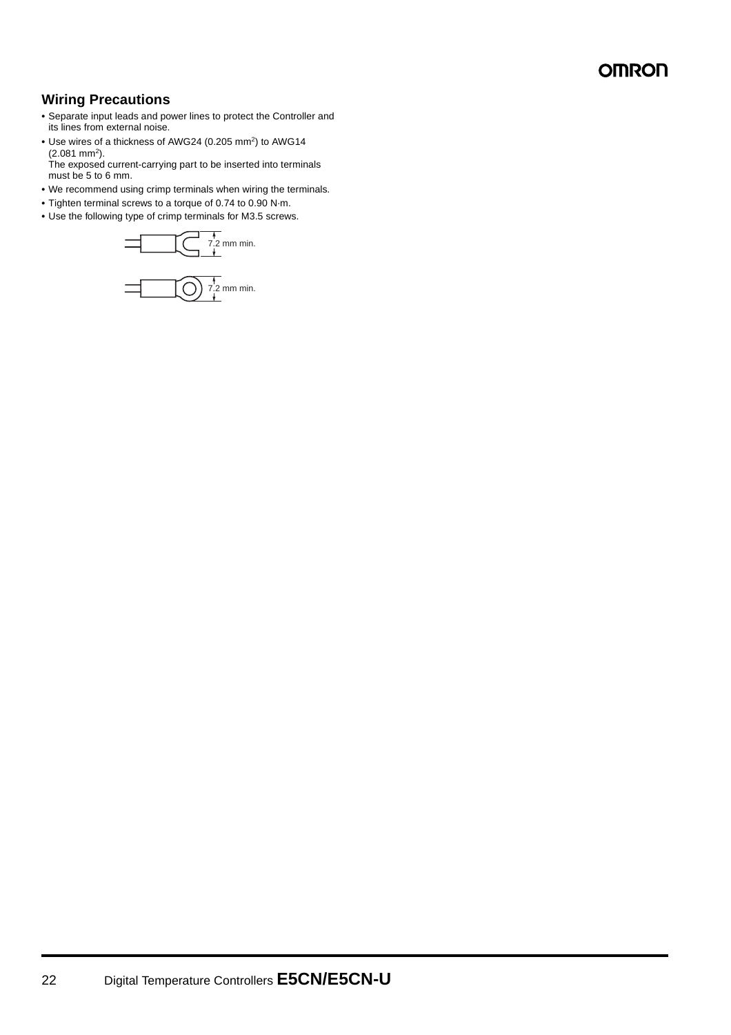## Wiring Precautions

- Separate input leads and power lines to protect the Controller and its lines from external noise.
- Use wires of a thickness of AWG24 (0.205 $mm^2$) to AWG14 (2.081 $mm^2$).
  The exposed current-carrying part to be inserted into terminals must be 5 to 6 mm.
- We recommend using crimp terminals when wiring the terminals.
- Tighten terminal screws to a torque of 0.74 to 0.90 N·m.
- Use the following type of crimp terminals for M3.5 screws.

7.2 mm min.

7.2 mm min.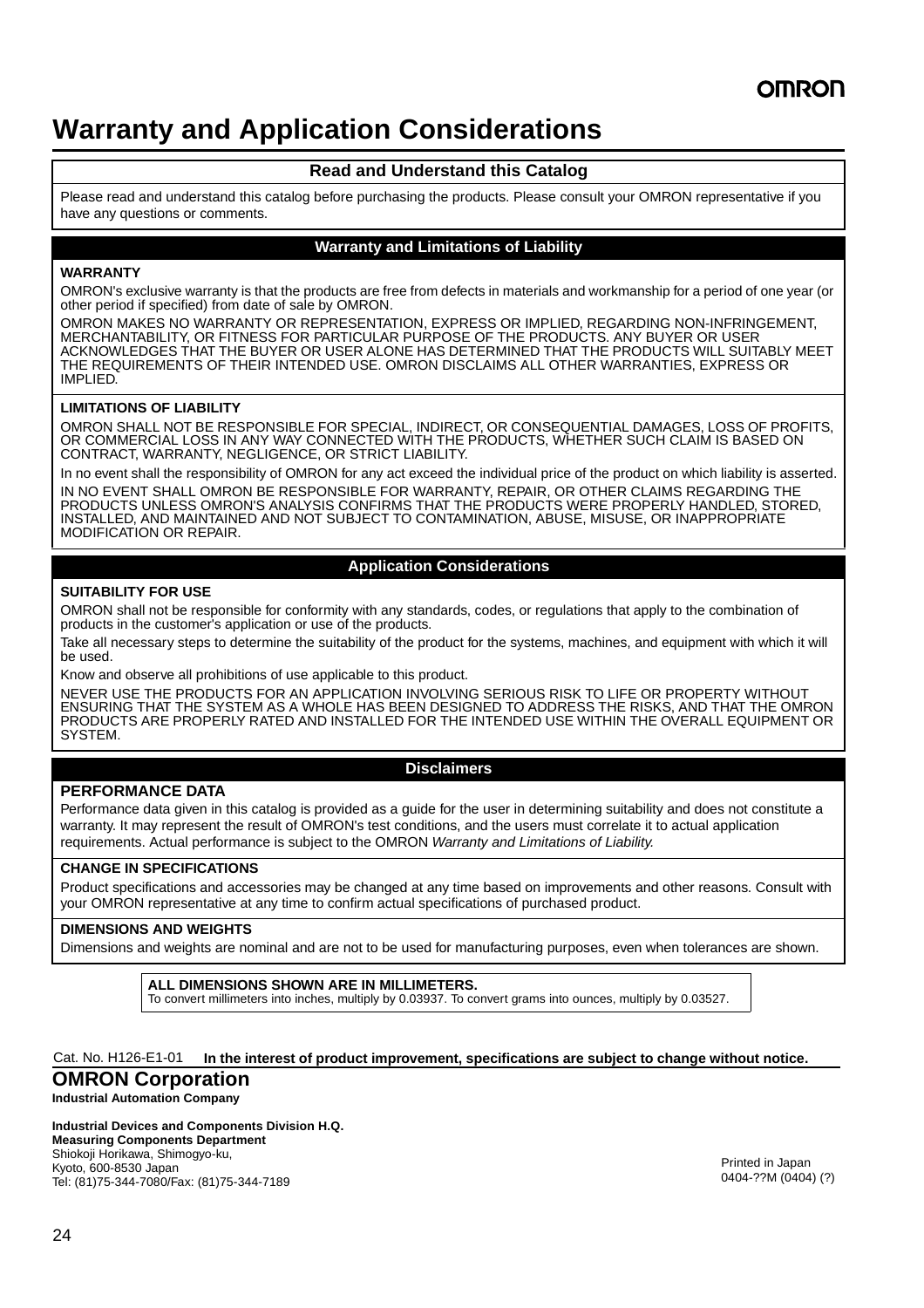OMRON

# Warranty and Application Considerations

## Read and Understand this Catalog

Please read and understand this catalog before purchasing the products. Please consult your OMRON representative if you have any questions or comments.

## Warranty and Limitations of Liability

### WARRANTY

OMRON's exclusive warranty is that the products are free from defects in materials and workmanship for a period of one year (or other period if specified) from date of sale by OMRON.

OMRON MAKES NO WARRANTY OR REPRESENTATION, EXPRESS OR IMPLIED, REGARDING NON-INFRINGEMENT, MERCHANTABILITY, OR FITNESS FOR PARTICULAR PURPOSE OF THE PRODUCTS. ANY BUYER OR USER ACKNOWLEDGES THAT THE BUYER OR USER ALONE HAS DETERMINED THAT THE PRODUCTS WILL SUITABLY MEET THE REQUIREMENTS OF THEIR INTENDED USE. OMRON DISCLAIMS ALL OTHER WARRANTIES, EXPRESS OR IMPLIED.

### LIMITATIONS OF LIABILITY

OMRON SHALL NOT BE RESPONSIBLE FOR SPECIAL, INDIRECT, OR CONSEQUENTIAL DAMAGES, LOSS OF PROFITS, OR COMMERCIAL LOSS IN ANY WAY CONNECTED WITH THE PRODUCTS, WHETHER SUCH CLAIM IS BASED ON CONTRACT, WARRANTY, NEGLIGENCE, OR STRICT LIABILITY.

In no event shall the responsibility of OMRON for any act exceed the individual price of the product on which liability is asserted.

IN NO EVENT SHALL OMRON BE RESPONSIBLE FOR WARRANTY, REPAIR, OR OTHER CLAIMS REGARDING THE PRODUCTS UNLESS OMRON'S ANALYSIS CONFIRMS THAT THE PRODUCTS WERE PROPERLY HANDLED, STORED, INSTALLED, AND MAINTAINED AND NOT SUBJECT TO CONTAMINATION, ABUSE, MISUSE, OR INAPPROPRIATE MODIFICATION OR REPAIR.

## Application Considerations

### SUITABILITY FOR USE

OMRON shall not be responsible for conformity with any standards, codes, or regulations that apply to the combination of products in the customer's application or use of the products.

Take all necessary steps to determine the suitability of the product for the systems, machines, and equipment with which it will be used.

Know and observe all prohibitions of use applicable to this product.

NEVER USE THE PRODUCTS FOR AN APPLICATION INVOLVING SERIOUS RISK TO LIFE OR PROPERTY WITHOUT ENSURING THAT THE SYSTEM AS A WHOLE HAS BEEN DESIGNED TO ADDRESS THE RISKS, AND THAT THE OMRON PRODUCTS ARE PROPERLY RATED AND INSTALLED FOR THE INTENDED USE WITHIN THE OVERALL EQUIPMENT OR SYSTEM.

## Disclaimers

### PERFORMANCE DATA

Performance data given in this catalog is provided as a guide for the user in determining suitability and does not constitute a warranty. It may represent the result of OMRON's test conditions, and the users must correlate it to actual application requirements. Actual performance is subject to the OMRON *Warranty and Limitations of Liability.*

### CHANGE IN SPECIFICATIONS

Product specifications and accessories may be changed at any time based on improvements and other reasons. Consult with your OMRON representative at any time to confirm actual specifications of purchased product.

### DIMENSIONS AND WEIGHTS

Dimensions and weights are nominal and are not to be used for manufacturing purposes, even when tolerances are shown.

**ALL DIMENSIONS SHOWN ARE IN MILLIMETERS.**
To convert millimeters into inches, multiply by 0.03937. To convert grams into ounces, multiply by 0.03527.

Cat. No. H126-E1-01 **In the interest of product improvement, specifications are subject to change without notice.**

**OMRON Corporation**
**Industrial Automation Company**

**Industrial Devices and Components Division H.Q.**
**Measuring Components Department**
Shiokoji Horikawa, Shimogyo-ku,
Kyoto, 600-8530 Japan
Tel: (81)75-344-7080/Fax: (81)75-344-7189

Printed in Japan
0404-??M (0404) (?)